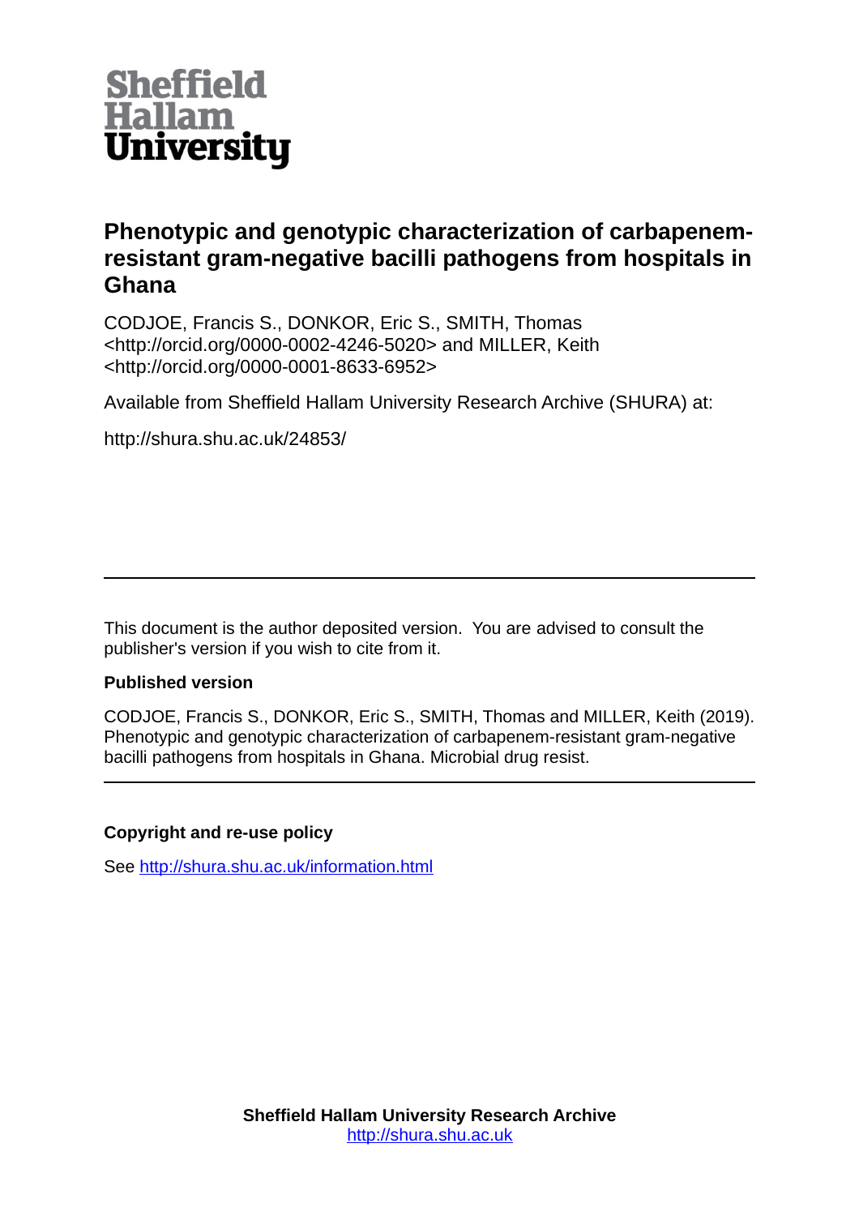Sheffield Hallam University

# Phenotypic and genotypic characterization of carbapenem-resistant gram-negative bacilli pathogens from hospitals in Ghana

CODJOE, Francis S., DONKOR, Eric S., SMITH, Thomas <http://orcid.org/0000-0002-4246-5020> and MILLER, Keith <http://orcid.org/0000-0001-8633-6952>

Available from Sheffield Hallam University Research Archive (SHURA) at:

http://shura.shu.ac.uk/24853/

---

This document is the author deposited version. You are advised to consult the publisher's version if you wish to cite from it.

**Published version**

CODJOE, Francis S., DONKOR, Eric S., SMITH, Thomas and MILLER, Keith (2019). Phenotypic and genotypic characterization of carbapenem-resistant gram-negative bacilli pathogens from hospitals in Ghana. Microbial drug resist.

---

**Copyright and re-use policy**

See http://shura.shu.ac.uk/information.html

**Sheffield Hallam University Research Archive**
http://shura.shu.ac.uk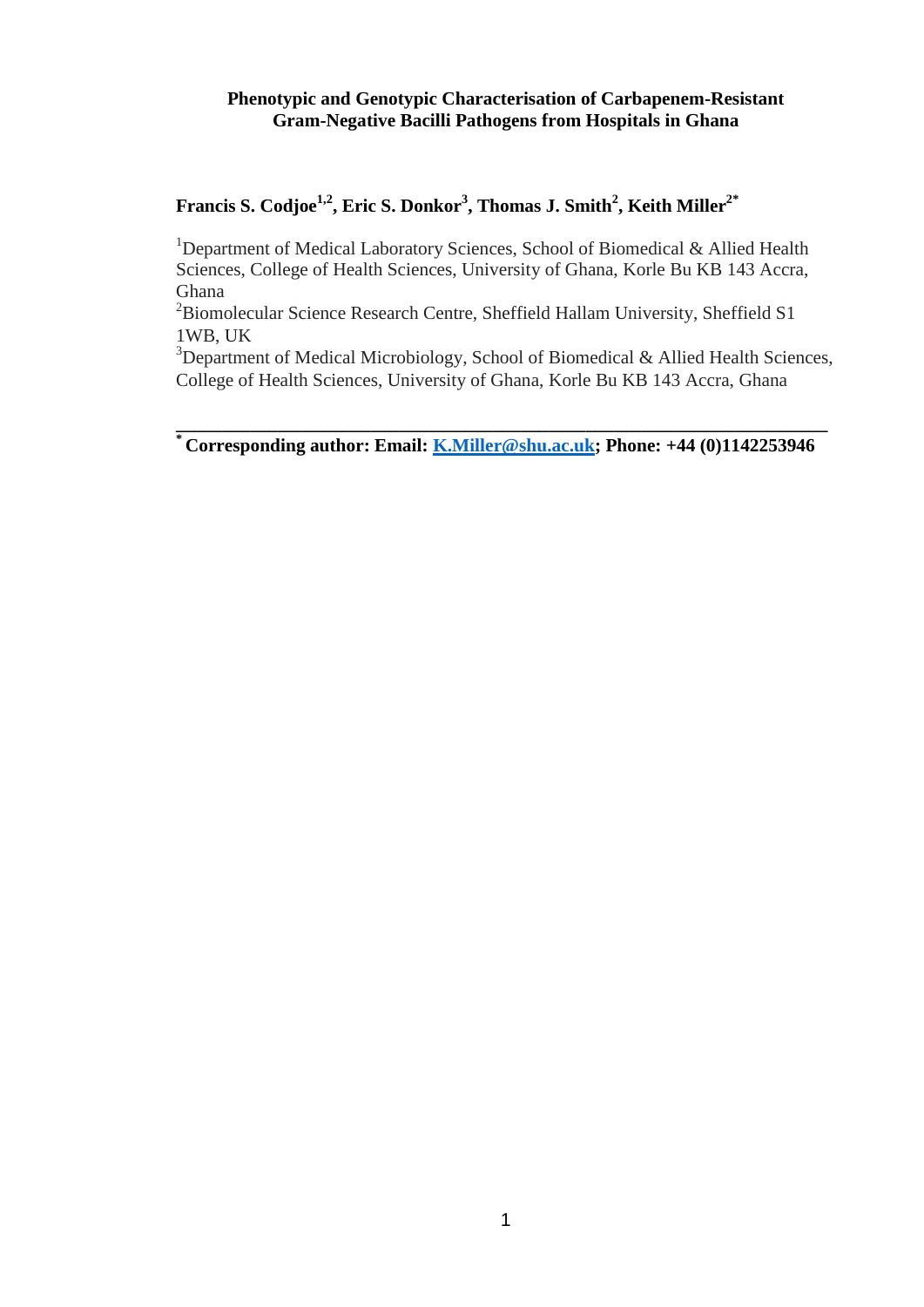**Phenotypic and Genotypic Characterisation of Carbapenem-Resistant Gram-Negative Bacilli Pathogens from Hospitals in Ghana**

**Francis S. Codjoe[1,2], Eric S. Donkor[3], Thomas J. Smith[2], Keith Miller[2*]**

[1]Department of Medical Laboratory Sciences, School of Biomedical & Allied Health Sciences, College of Health Sciences, University of Ghana, Korle Bu KB 143 Accra, Ghana

[2]Biomolecular Science Research Centre, Sheffield Hallam University, Sheffield S1 1WB, UK

[3]Department of Medical Microbiology, School of Biomedical & Allied Health Sciences, College of Health Sciences, University of Ghana, Korle Bu KB 143 Accra, Ghana

---

**[*] Corresponding author: Email: K.Miller@shu.ac.uk; Phone: +44 (0)1142253946**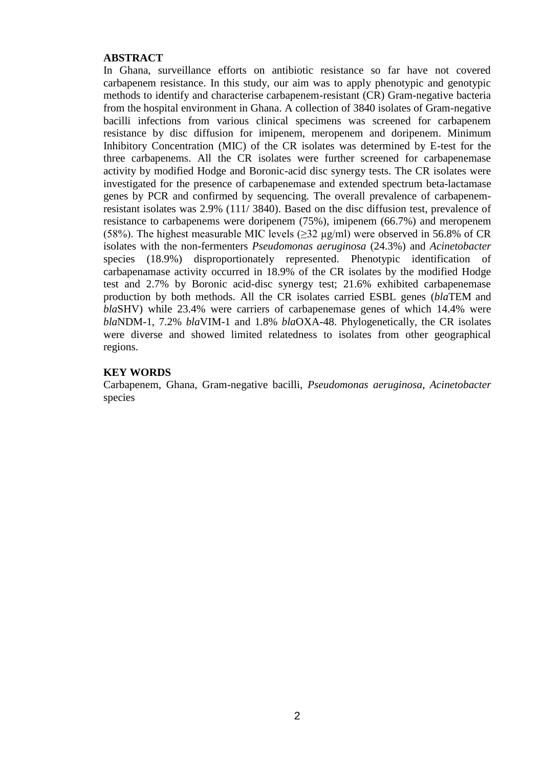**ABSTRACT**

In Ghana, surveillance efforts on antibiotic resistance so far have not covered carbapenem resistance. In this study, our aim was to apply phenotypic and genotypic methods to identify and characterise carbapenem-resistant (CR) Gram-negative bacteria from the hospital environment in Ghana. A collection of 3840 isolates of Gram-negative bacilli infections from various clinical specimens was screened for carbapenem resistance by disc diffusion for imipenem, meropenem and doripenem. Minimum Inhibitory Concentration (MIC) of the CR isolates was determined by E-test for the three carbapenems. All the CR isolates were further screened for carbapenemase activity by modified Hodge and Boronic-acid disc synergy tests. The CR isolates were investigated for the presence of carbapenemase and extended spectrum beta-lactamase genes by PCR and confirmed by sequencing. The overall prevalence of carbapenem-resistant isolates was 2.9% (111/ 3840). Based on the disc diffusion test, prevalence of resistance to carbapenems were doripenem (75%), imipenem (66.7%) and meropenem (58%). The highest measurable MIC levels (≥32 μg/ml) were observed in 56.8% of CR isolates with the non-fermenters *Pseudomonas aeruginosa* (24.3%) and *Acinetobacter* species (18.9%) disproportionately represented. Phenotypic identification of carbapenamase activity occurred in 18.9% of the CR isolates by the modified Hodge test and 2.7% by Boronic acid-disc synergy test; 21.6% exhibited carbapenemase production by both methods. All the CR isolates carried ESBL genes (*bla*TEM and *bla*SHV) while 23.4% were carriers of carbapenemase genes of which 14.4% were *bla*NDM-1, 7.2% *bla*VIM-1 and 1.8% *bla*OXA-48. Phylogenetically, the CR isolates were diverse and showed limited relatedness to isolates from other geographical regions.

**KEY WORDS**

Carbapenem, Ghana, Gram-negative bacilli, *Pseudomonas aeruginosa, Acinetobacter* species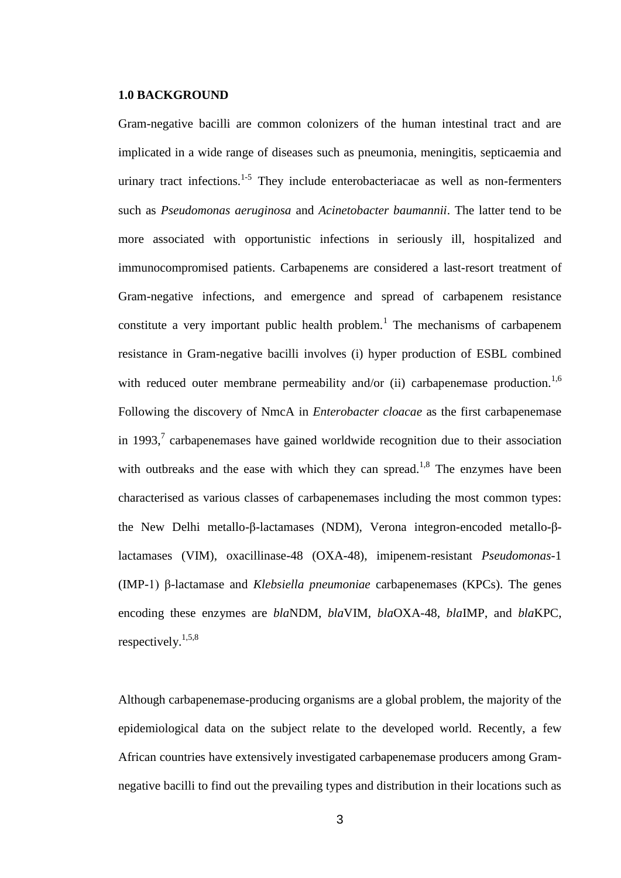## 1.0 BACKGROUND

Gram-negative bacilli are common colonizers of the human intestinal tract and are implicated in a wide range of diseases such as pneumonia, meningitis, septicaemia and urinary tract infections.[1-5] They include enterobacteriacae as well as non-fermenters such as *Pseudomonas aeruginosa* and *Acinetobacter baumannii*. The latter tend to be more associated with opportunistic infections in seriously ill, hospitalized and immunocompromised patients. Carbapenems are considered a last-resort treatment of Gram-negative infections, and emergence and spread of carbapenem resistance constitute a very important public health problem.[1] The mechanisms of carbapenem resistance in Gram-negative bacilli involves (i) hyper production of ESBL combined with reduced outer membrane permeability and/or (ii) carbapenemase production.[1,6] Following the discovery of NmcA in *Enterobacter cloacae* as the first carbapenemase in 1993,[7] carbapenemases have gained worldwide recognition due to their association with outbreaks and the ease with which they can spread.[1,8] The enzymes have been characterised as various classes of carbapenemases including the most common types: the New Delhi metallo-β-lactamases (NDM), Verona integron-encoded metallo-β-lactamases (VIM), oxacillinase-48 (OXA-48), imipenem-resistant *Pseudomonas*-1 (IMP-1) β-lactamase and *Klebsiella pneumoniae* carbapenemases (KPCs). The genes encoding these enzymes are *bla*NDM, *bla*VIM, *bla*OXA-48, *bla*IMP, and *bla*KPC, respectively.[1,5,8]

Although carbapenemase-producing organisms are a global problem, the majority of the epidemiological data on the subject relate to the developed world. Recently, a few African countries have extensively investigated carbapenemase producers among Gram-negative bacilli to find out the prevailing types and distribution in their locations such as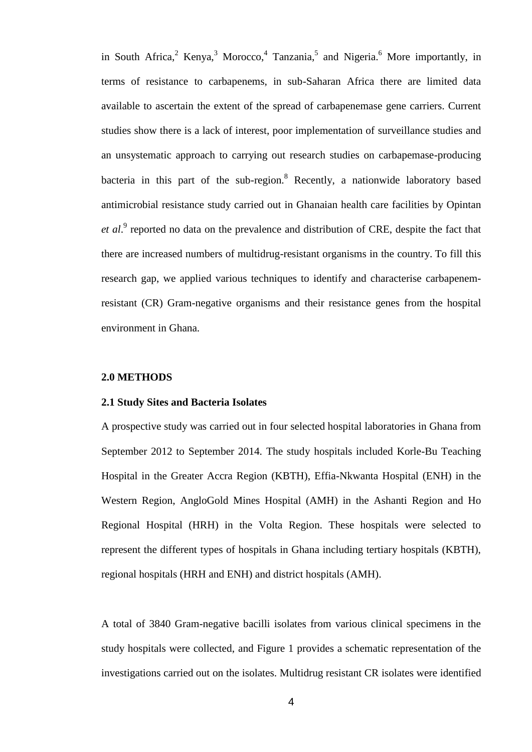in South Africa,[2] Kenya,[3] Morocco,[4] Tanzania,[5] and Nigeria.[6] More importantly, in terms of resistance to carbapenems, in sub-Saharan Africa there are limited data available to ascertain the extent of the spread of carbapenemase gene carriers. Current studies show there is a lack of interest, poor implementation of surveillance studies and an unsystematic approach to carrying out research studies on carbapemase-producing bacteria in this part of the sub-region.[8] Recently, a nationwide laboratory based antimicrobial resistance study carried out in Ghanaian health care facilities by Opintan *et al*.[9] reported no data on the prevalence and distribution of CRE, despite the fact that there are increased numbers of multidrug-resistant organisms in the country. To fill this research gap, we applied various techniques to identify and characterise carbapenem-resistant (CR) Gram-negative organisms and their resistance genes from the hospital environment in Ghana.

## 2.0 METHODS

### 2.1 Study Sites and Bacteria Isolates

A prospective study was carried out in four selected hospital laboratories in Ghana from September 2012 to September 2014. The study hospitals included Korle-Bu Teaching Hospital in the Greater Accra Region (KBTH), Effia-Nkwanta Hospital (ENH) in the Western Region, AngloGold Mines Hospital (AMH) in the Ashanti Region and Ho Regional Hospital (HRH) in the Volta Region. These hospitals were selected to represent the different types of hospitals in Ghana including tertiary hospitals (KBTH), regional hospitals (HRH and ENH) and district hospitals (AMH).

A total of 3840 Gram-negative bacilli isolates from various clinical specimens in the study hospitals were collected, and Figure 1 provides a schematic representation of the investigations carried out on the isolates. Multidrug resistant CR isolates were identified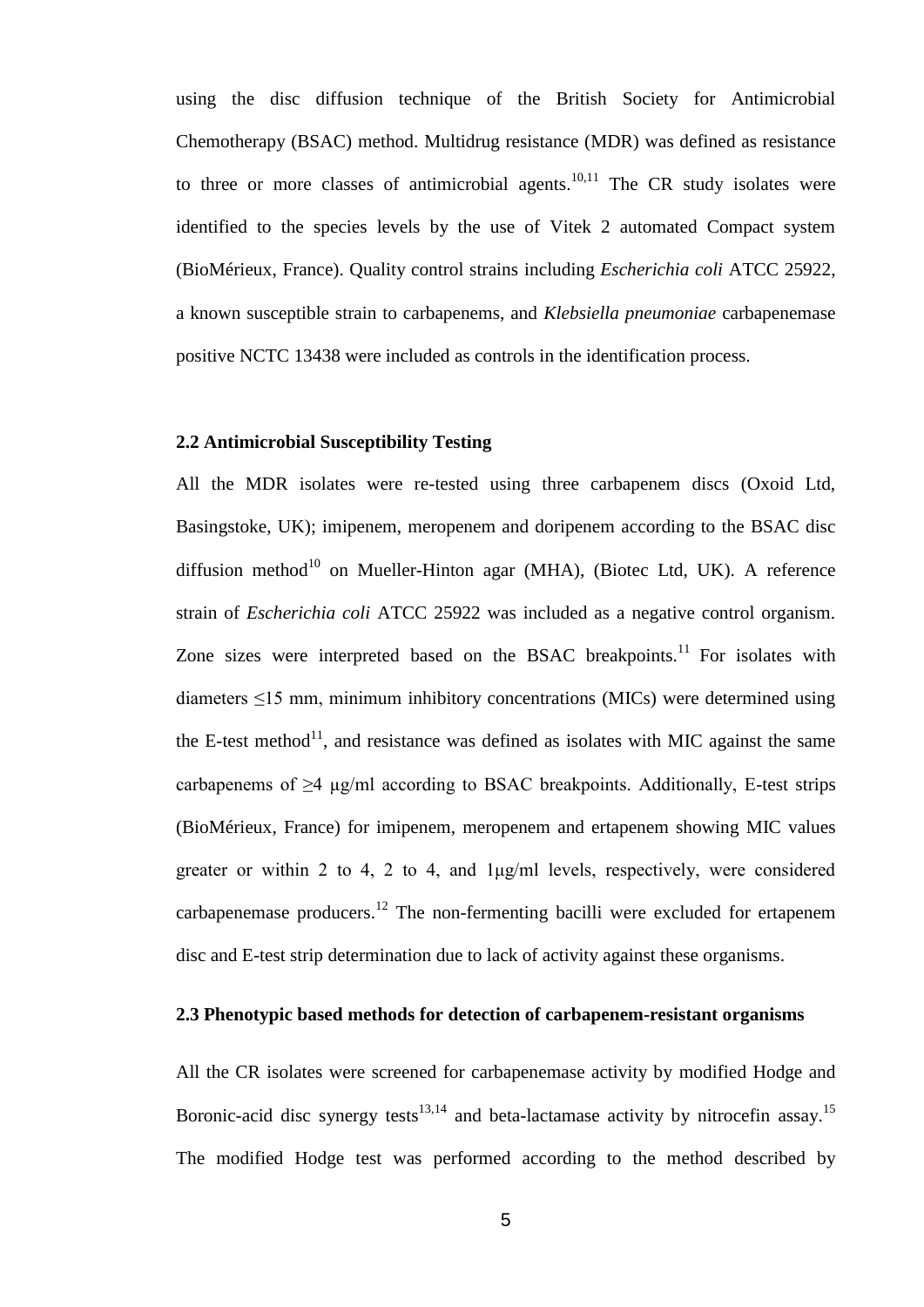using the disc diffusion technique of the British Society for Antimicrobial Chemotherapy (BSAC) method. Multidrug resistance (MDR) was defined as resistance to three or more classes of antimicrobial agents.[10,11] The CR study isolates were identified to the species levels by the use of Vitek 2 automated Compact system (BioMérieux, France). Quality control strains including *Escherichia coli* ATCC 25922, a known susceptible strain to carbapenems, and *Klebsiella pneumoniae* carbapenemase positive NCTC 13438 were included as controls in the identification process.

### 2.2 Antimicrobial Susceptibility Testing

All the MDR isolates were re-tested using three carbapenem discs (Oxoid Ltd, Basingstoke, UK); imipenem, meropenem and doripenem according to the BSAC disc diffusion method[10] on Mueller-Hinton agar (MHA), (Biotec Ltd, UK). A reference strain of *Escherichia coli* ATCC 25922 was included as a negative control organism. Zone sizes were interpreted based on the BSAC breakpoints.[11] For isolates with diameters ≤15 mm, minimum inhibitory concentrations (MICs) were determined using the E-test method[11], and resistance was defined as isolates with MIC against the same carbapenems of ≥4 μg/ml according to BSAC breakpoints. Additionally, E-test strips (BioMérieux, France) for imipenem, meropenem and ertapenem showing MIC values greater or within 2 to 4, 2 to 4, and 1μg/ml levels, respectively, were considered carbapenemase producers.[12] The non-fermenting bacilli were excluded for ertapenem disc and E-test strip determination due to lack of activity against these organisms.

### 2.3 Phenotypic based methods for detection of carbapenem-resistant organisms

All the CR isolates were screened for carbapenemase activity by modified Hodge and Boronic-acid disc synergy tests[13,14] and beta-lactamase activity by nitrocefin assay.[15] The modified Hodge test was performed according to the method described by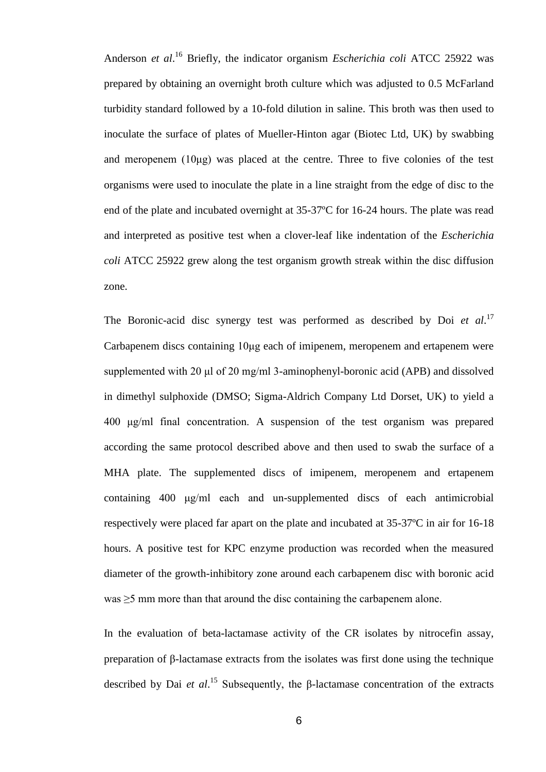Anderson *et al*.[16] Briefly, the indicator organism *Escherichia coli* ATCC 25922 was prepared by obtaining an overnight broth culture which was adjusted to 0.5 McFarland turbidity standard followed by a 10-fold dilution in saline. This broth was then used to inoculate the surface of plates of Mueller-Hinton agar (Biotec Ltd, UK) by swabbing and meropenem (10μg) was placed at the centre. Three to five colonies of the test organisms were used to inoculate the plate in a line straight from the edge of disc to the end of the plate and incubated overnight at 35-37ºC for 16-24 hours. The plate was read and interpreted as positive test when a clover-leaf like indentation of the *Escherichia coli* ATCC 25922 grew along the test organism growth streak within the disc diffusion zone.

The Boronic-acid disc synergy test was performed as described by Doi *et al*.[17] Carbapenem discs containing 10μg each of imipenem, meropenem and ertapenem were supplemented with 20 μl of 20 mg/ml 3-aminophenyl-boronic acid (APB) and dissolved in dimethyl sulphoxide (DMSO; Sigma-Aldrich Company Ltd Dorset, UK) to yield a 400 μg/ml final concentration. A suspension of the test organism was prepared according the same protocol described above and then used to swab the surface of a MHA plate. The supplemented discs of imipenem, meropenem and ertapenem containing 400 μg/ml each and un-supplemented discs of each antimicrobial respectively were placed far apart on the plate and incubated at 35-37ºC in air for 16-18 hours. A positive test for KPC enzyme production was recorded when the measured diameter of the growth-inhibitory zone around each carbapenem disc with boronic acid was ≥5 mm more than that around the disc containing the carbapenem alone.

In the evaluation of beta-lactamase activity of the CR isolates by nitrocefin assay, preparation of β-lactamase extracts from the isolates was first done using the technique described by Dai *et al*.[15] Subsequently, the β-lactamase concentration of the extracts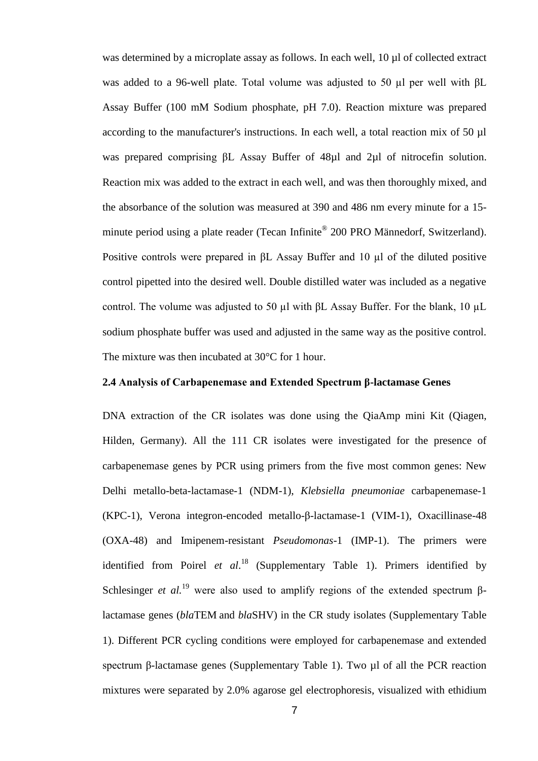was determined by a microplate assay as follows. In each well, 10 µl of collected extract was added to a 96-well plate. Total volume was adjusted to 50 µl per well with βL Assay Buffer (100 mM Sodium phosphate, pH 7.0). Reaction mixture was prepared according to the manufacturer's instructions. In each well, a total reaction mix of 50 µl was prepared comprising βL Assay Buffer of 48µl and 2µl of nitrocefin solution. Reaction mix was added to the extract in each well, and was then thoroughly mixed, and the absorbance of the solution was measured at 390 and 486 nm every minute for a 15-minute period using a plate reader (Tecan Infinite® 200 PRO Männedorf, Switzerland). Positive controls were prepared in βL Assay Buffer and 10 µl of the diluted positive control pipetted into the desired well. Double distilled water was included as a negative control. The volume was adjusted to 50 µl with βL Assay Buffer. For the blank, 10 µL sodium phosphate buffer was used and adjusted in the same way as the positive control. The mixture was then incubated at 30°C for 1 hour.

### 2.4 Analysis of Carbapenemase and Extended Spectrum β-lactamase Genes

DNA extraction of the CR isolates was done using the QiaAmp mini Kit (Qiagen, Hilden, Germany). All the 111 CR isolates were investigated for the presence of carbapenemase genes by PCR using primers from the five most common genes: New Delhi metallo-beta-lactamase-1 (NDM-1), *Klebsiella pneumoniae* carbapenemase-1 (KPC-1), Verona integron-encoded metallo-β-lactamase-1 (VIM-1), Oxacillinase-48 (OXA-48) and Imipenem-resistant *Pseudomonas*-1 (IMP-1). The primers were identified from Poirel *et al*.[18] (Supplementary Table 1). Primers identified by Schlesinger *et al.*[19] were also used to amplify regions of the extended spectrum β-lactamase genes (*bla*TEM and *bla*SHV) in the CR study isolates (Supplementary Table 1). Different PCR cycling conditions were employed for carbapenemase and extended spectrum β-lactamase genes (Supplementary Table 1). Two µl of all the PCR reaction mixtures were separated by 2.0% agarose gel electrophoresis, visualized with ethidium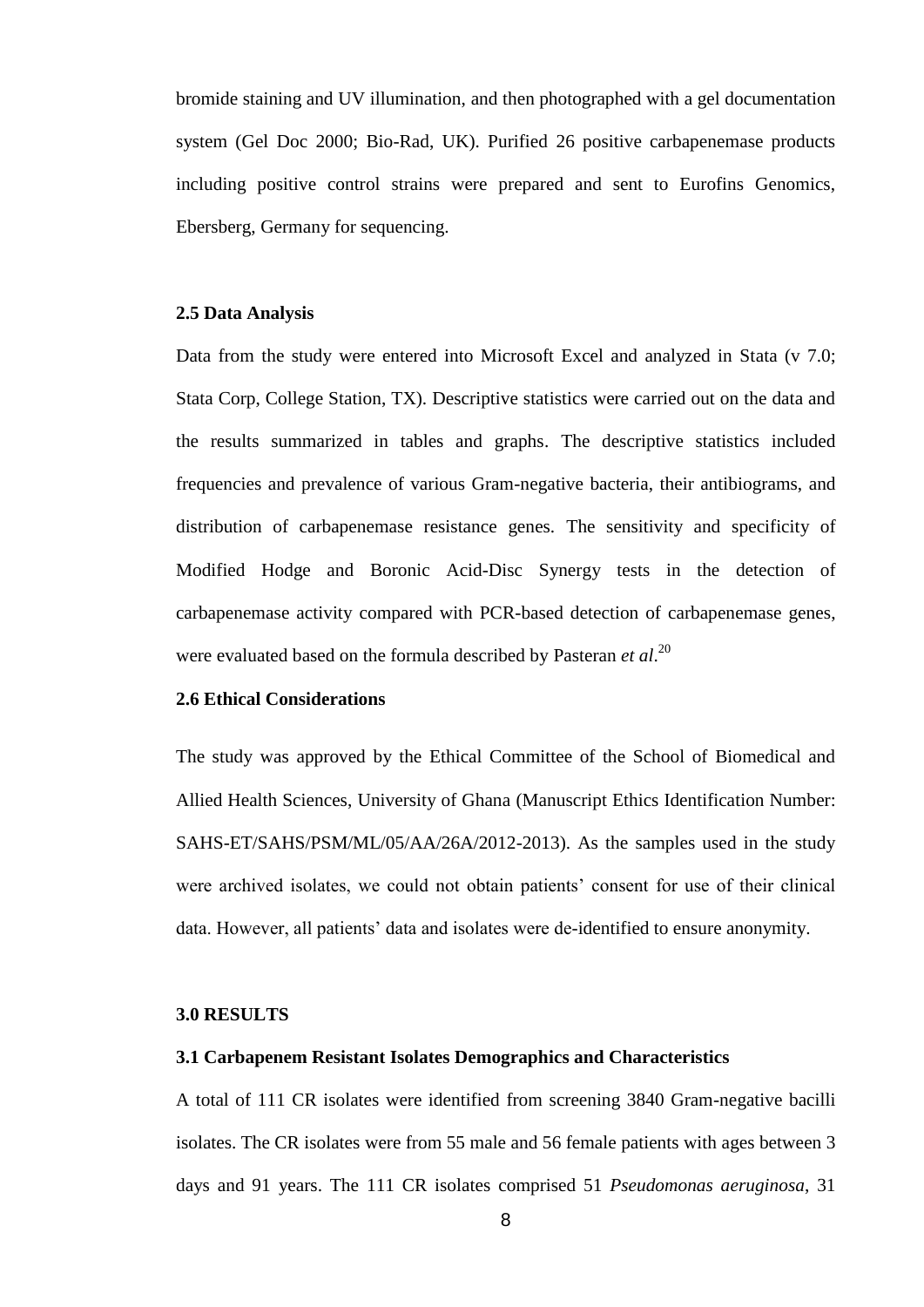bromide staining and UV illumination, and then photographed with a gel documentation system (Gel Doc 2000; Bio-Rad, UK). Purified 26 positive carbapenemase products including positive control strains were prepared and sent to Eurofins Genomics, Ebersberg, Germany for sequencing.

### 2.5 Data Analysis

Data from the study were entered into Microsoft Excel and analyzed in Stata (v 7.0; Stata Corp, College Station, TX). Descriptive statistics were carried out on the data and the results summarized in tables and graphs. The descriptive statistics included frequencies and prevalence of various Gram-negative bacteria, their antibiograms, and distribution of carbapenemase resistance genes. The sensitivity and specificity of Modified Hodge and Boronic Acid-Disc Synergy tests in the detection of carbapenemase activity compared with PCR-based detection of carbapenemase genes, were evaluated based on the formula described by Pasteran *et al*.[20]

### 2.6 Ethical Considerations

The study was approved by the Ethical Committee of the School of Biomedical and Allied Health Sciences, University of Ghana (Manuscript Ethics Identification Number: SAHS-ET/SAHS/PSM/ML/05/AA/26A/2012-2013). As the samples used in the study were archived isolates, we could not obtain patients' consent for use of their clinical data. However, all patients' data and isolates were de-identified to ensure anonymity.

## 3.0 RESULTS

### 3.1 Carbapenem Resistant Isolates Demographics and Characteristics

A total of 111 CR isolates were identified from screening 3840 Gram-negative bacilli isolates. The CR isolates were from 55 male and 56 female patients with ages between 3 days and 91 years. The 111 CR isolates comprised 51 *Pseudomonas aeruginosa*, 31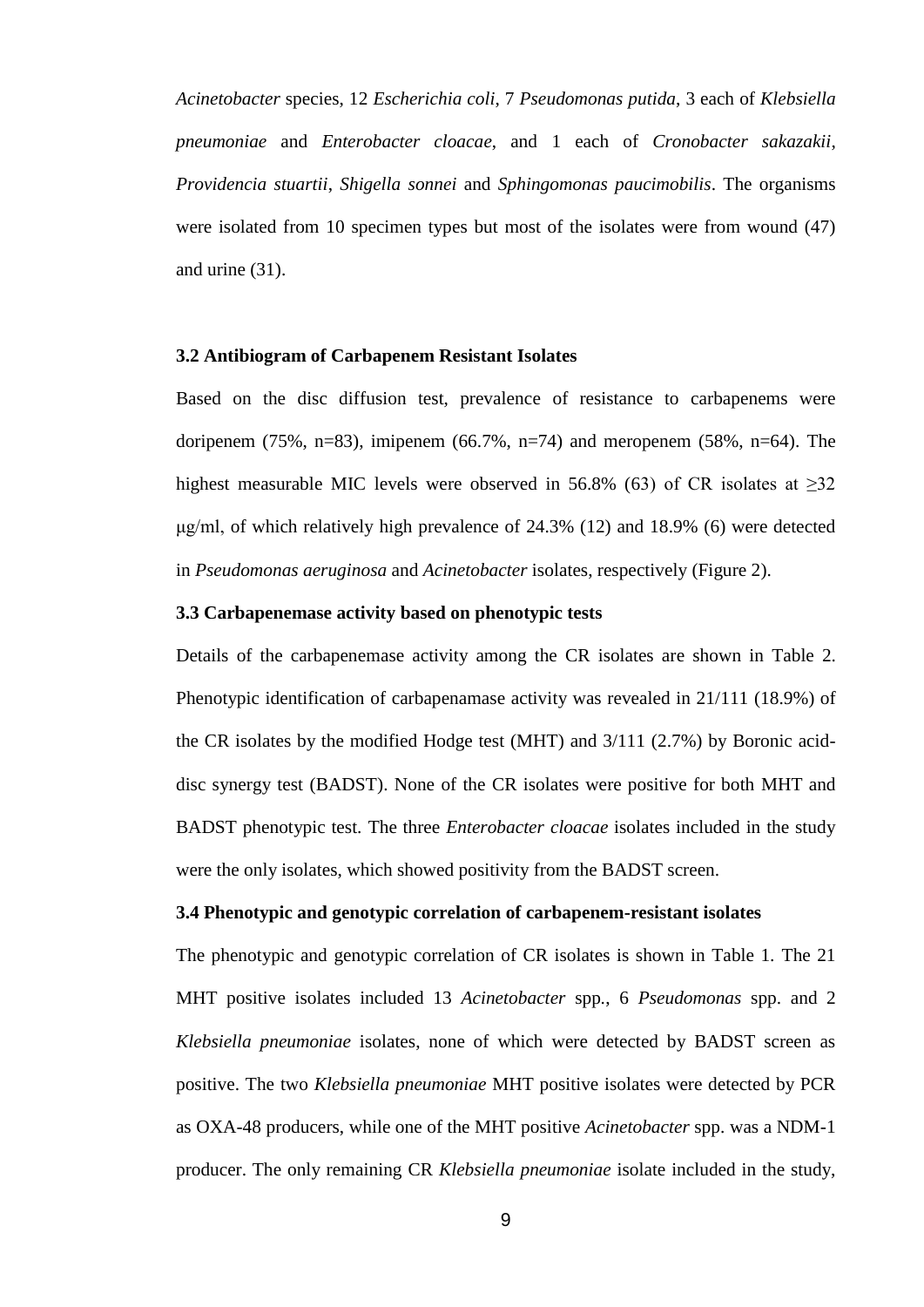*Acinetobacter* species, 12 *Escherichia coli*, 7 *Pseudomonas putida*, 3 each of *Klebsiella pneumoniae* and *Enterobacter cloacae*, and 1 each of *Cronobacter sakazakii*, *Providencia stuartii*, *Shigella sonnei* and *Sphingomonas paucimobilis*. The organisms were isolated from 10 specimen types but most of the isolates were from wound (47) and urine (31).

### 3.2 Antibiogram of Carbapenem Resistant Isolates

Based on the disc diffusion test, prevalence of resistance to carbapenems were doripenem (75%, n=83), imipenem (66.7%, n=74) and meropenem (58%, n=64). The highest measurable MIC levels were observed in 56.8% (63) of CR isolates at ≥32 μg/ml, of which relatively high prevalence of 24.3% (12) and 18.9% (6) were detected in *Pseudomonas aeruginosa* and *Acinetobacter* isolates, respectively (Figure 2).

### 3.3 Carbapenemase activity based on phenotypic tests

Details of the carbapenemase activity among the CR isolates are shown in Table 2. Phenotypic identification of carbapenamase activity was revealed in 21/111 (18.9%) of the CR isolates by the modified Hodge test (MHT) and 3/111 (2.7%) by Boronic acid-disc synergy test (BADST). None of the CR isolates were positive for both MHT and BADST phenotypic test. The three *Enterobacter cloacae* isolates included in the study were the only isolates, which showed positivity from the BADST screen.

### 3.4 Phenotypic and genotypic correlation of carbapenem-resistant isolates

The phenotypic and genotypic correlation of CR isolates is shown in Table 1. The 21 MHT positive isolates included 13 *Acinetobacter* spp., 6 *Pseudomonas* spp. and 2 *Klebsiella pneumoniae* isolates, none of which were detected by BADST screen as positive. The two *Klebsiella pneumoniae* MHT positive isolates were detected by PCR as OXA-48 producers, while one of the MHT positive *Acinetobacter* spp. was a NDM-1 producer. The only remaining CR *Klebsiella pneumoniae* isolate included in the study,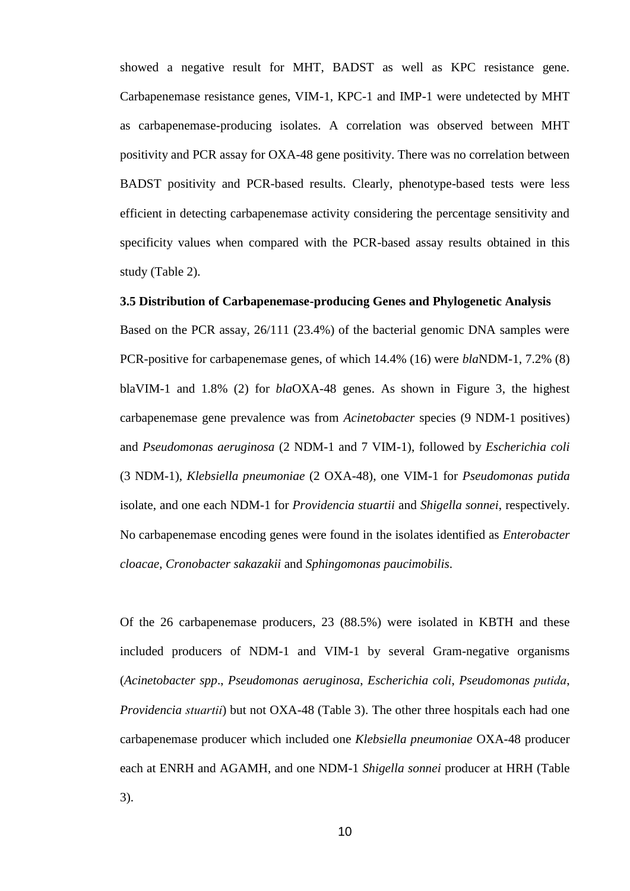showed a negative result for MHT, BADST as well as KPC resistance gene. Carbapenemase resistance genes, VIM-1, KPC-1 and IMP-1 were undetected by MHT as carbapenemase-producing isolates. A correlation was observed between MHT positivity and PCR assay for OXA-48 gene positivity. There was no correlation between BADST positivity and PCR-based results. Clearly, phenotype-based tests were less efficient in detecting carbapenemase activity considering the percentage sensitivity and specificity values when compared with the PCR-based assay results obtained in this study (Table 2).

**3.5 Distribution of Carbapenemase-producing Genes and Phylogenetic Analysis**

Based on the PCR assay, 26/111 (23.4%) of the bacterial genomic DNA samples were PCR-positive for carbapenemase genes, of which 14.4% (16) were *bla*NDM-1, 7.2% (8) blaVIM-1 and 1.8% (2) for *bla*OXA-48 genes. As shown in Figure 3, the highest carbapenemase gene prevalence was from *Acinetobacter* species (9 NDM-1 positives) and *Pseudomonas aeruginosa* (2 NDM-1 and 7 VIM-1), followed by *Escherichia coli* (3 NDM-1), *Klebsiella pneumoniae* (2 OXA-48), one VIM-1 for *Pseudomonas putida* isolate, and one each NDM-1 for *Providencia stuartii* and *Shigella sonnei*, respectively. No carbapenemase encoding genes were found in the isolates identified as *Enterobacter cloacae*, *Cronobacter sakazakii* and *Sphingomonas paucimobilis*.

Of the 26 carbapenemase producers, 23 (88.5%) were isolated in KBTH and these included producers of NDM-1 and VIM-1 by several Gram-negative organisms (*Acinetobacter spp*., *Pseudomonas aeruginosa*, *Escherichia coli*, *Pseudomonas putida*, *Providencia stuartii*) but not OXA-48 (Table 3). The other three hospitals each had one carbapenemase producer which included one *Klebsiella pneumoniae* OXA-48 producer each at ENRH and AGAMH, and one NDM-1 *Shigella sonnei* producer at HRH (Table 3).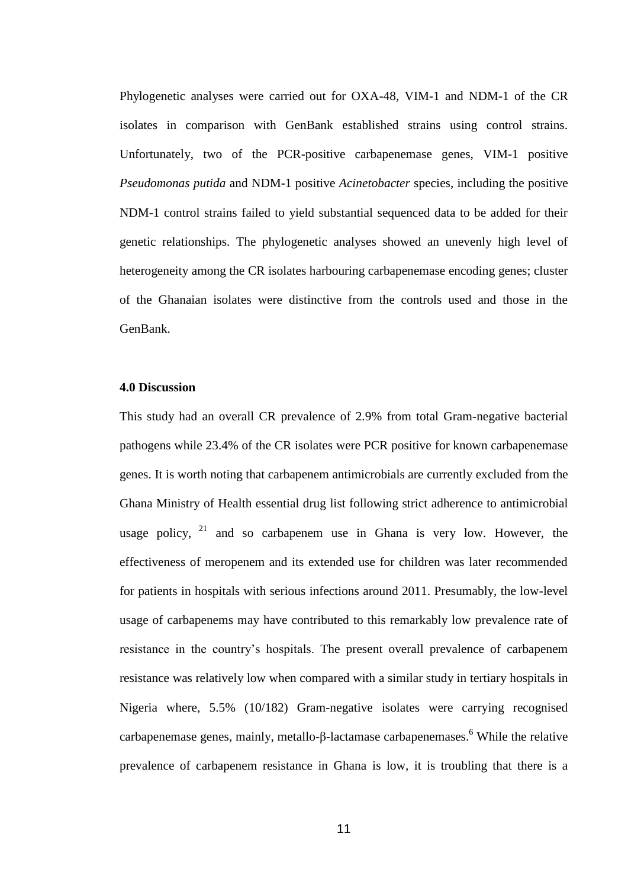Phylogenetic analyses were carried out for OXA-48, VIM-1 and NDM-1 of the CR isolates in comparison with GenBank established strains using control strains. Unfortunately, two of the PCR-positive carbapenemase genes, VIM-1 positive *Pseudomonas putida* and NDM-1 positive *Acinetobacter* species, including the positive NDM-1 control strains failed to yield substantial sequenced data to be added for their genetic relationships. The phylogenetic analyses showed an unevenly high level of heterogeneity among the CR isolates harbouring carbapenemase encoding genes; cluster of the Ghanaian isolates were distinctive from the controls used and those in the GenBank.

### 4.0 Discussion

This study had an overall CR prevalence of 2.9% from total Gram-negative bacterial pathogens while 23.4% of the CR isolates were PCR positive for known carbapenemase genes. It is worth noting that carbapenem antimicrobials are currently excluded from the Ghana Ministry of Health essential drug list following strict adherence to antimicrobial usage policy, [21] and so carbapenem use in Ghana is very low. However, the effectiveness of meropenem and its extended use for children was later recommended for patients in hospitals with serious infections around 2011. Presumably, the low-level usage of carbapenems may have contributed to this remarkably low prevalence rate of resistance in the country's hospitals. The present overall prevalence of carbapenem resistance was relatively low when compared with a similar study in tertiary hospitals in Nigeria where, 5.5% (10/182) Gram-negative isolates were carrying recognised carbapenemase genes, mainly, metallo-β-lactamase carbapenemases.[6] While the relative prevalence of carbapenem resistance in Ghana is low, it is troubling that there is a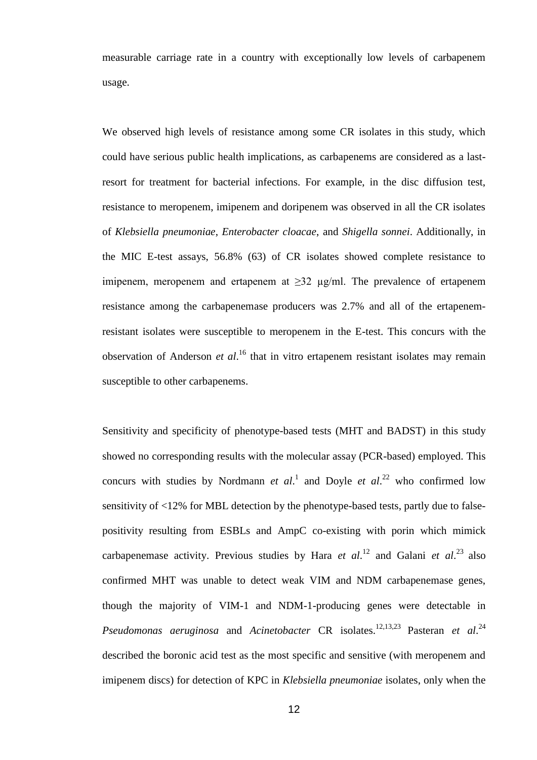measurable carriage rate in a country with exceptionally low levels of carbapenem usage.

We observed high levels of resistance among some CR isolates in this study, which could have serious public health implications, as carbapenems are considered as a last-resort for treatment for bacterial infections. For example, in the disc diffusion test, resistance to meropenem, imipenem and doripenem was observed in all the CR isolates of *Klebsiella pneumoniae*, *Enterobacter cloacae*, and *Shigella sonnei*. Additionally, in the MIC E-test assays, 56.8% (63) of CR isolates showed complete resistance to imipenem, meropenem and ertapenem at $\geq$32 μg/ml. The prevalence of ertapenem resistance among the carbapenemase producers was 2.7% and all of the ertapenem-resistant isolates were susceptible to meropenem in the E-test. This concurs with the observation of Anderson *et al*.[16] that in vitro ertapenem resistant isolates may remain susceptible to other carbapenems.

Sensitivity and specificity of phenotype-based tests (MHT and BADST) in this study showed no corresponding results with the molecular assay (PCR-based) employed. This concurs with studies by Nordmann *et al*.[1] and Doyle *et al*.[22] who confirmed low sensitivity of <12% for MBL detection by the phenotype-based tests, partly due to false-positivity resulting from ESBLs and AmpC co-existing with porin which mimick carbapenemase activity. Previous studies by Hara *et al*.[12] and Galani *et al*.[23] also confirmed MHT was unable to detect weak VIM and NDM carbapenemase genes, though the majority of VIM-1 and NDM-1-producing genes were detectable in *Pseudomonas aeruginosa* and *Acinetobacter* CR isolates.[12,13,23] Pasteran *et al*.[24] described the boronic acid test as the most specific and sensitive (with meropenem and imipenem discs) for detection of KPC in *Klebsiella pneumoniae* isolates, only when the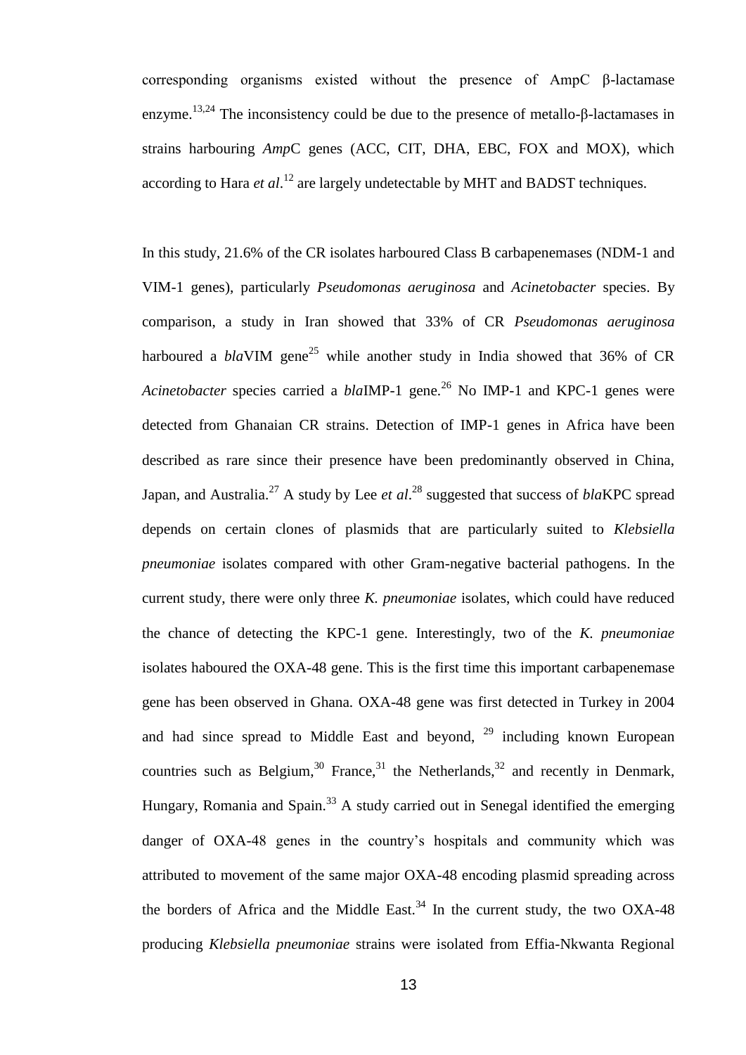corresponding organisms existed without the presence of AmpC β-lactamase enzyme.[13,24] The inconsistency could be due to the presence of metallo-β-lactamases in strains harbouring *Amp*C genes (ACC, CIT, DHA, EBC, FOX and MOX), which according to Hara *et al*.[12] are largely undetectable by MHT and BADST techniques.

In this study, 21.6% of the CR isolates harboured Class B carbapenemases (NDM-1 and VIM-1 genes), particularly *Pseudomonas aeruginosa* and *Acinetobacter* species. By comparison, a study in Iran showed that 33% of CR *Pseudomonas aeruginosa* harboured a *bla*VIM gene[25] while another study in India showed that 36% of CR *Acinetobacter* species carried a *bla*IMP-1 gene.[26] No IMP-1 and KPC-1 genes were detected from Ghanaian CR strains. Detection of IMP-1 genes in Africa have been described as rare since their presence have been predominantly observed in China, Japan, and Australia.[27] A study by Lee *et al*.[28] suggested that success of *bla*KPC spread depends on certain clones of plasmids that are particularly suited to *Klebsiella pneumoniae* isolates compared with other Gram-negative bacterial pathogens. In the current study, there were only three *K. pneumoniae* isolates, which could have reduced the chance of detecting the KPC-1 gene. Interestingly, two of the *K. pneumoniae* isolates haboured the OXA-48 gene. This is the first time this important carbapenemase gene has been observed in Ghana. OXA-48 gene was first detected in Turkey in 2004 and had since spread to Middle East and beyond, [29] including known European countries such as Belgium,[30] France,[31] the Netherlands,[32] and recently in Denmark, Hungary, Romania and Spain.[33] A study carried out in Senegal identified the emerging danger of OXA-48 genes in the country's hospitals and community which was attributed to movement of the same major OXA-48 encoding plasmid spreading across the borders of Africa and the Middle East.[34] In the current study, the two OXA-48 producing *Klebsiella pneumoniae* strains were isolated from Effia-Nkwanta Regional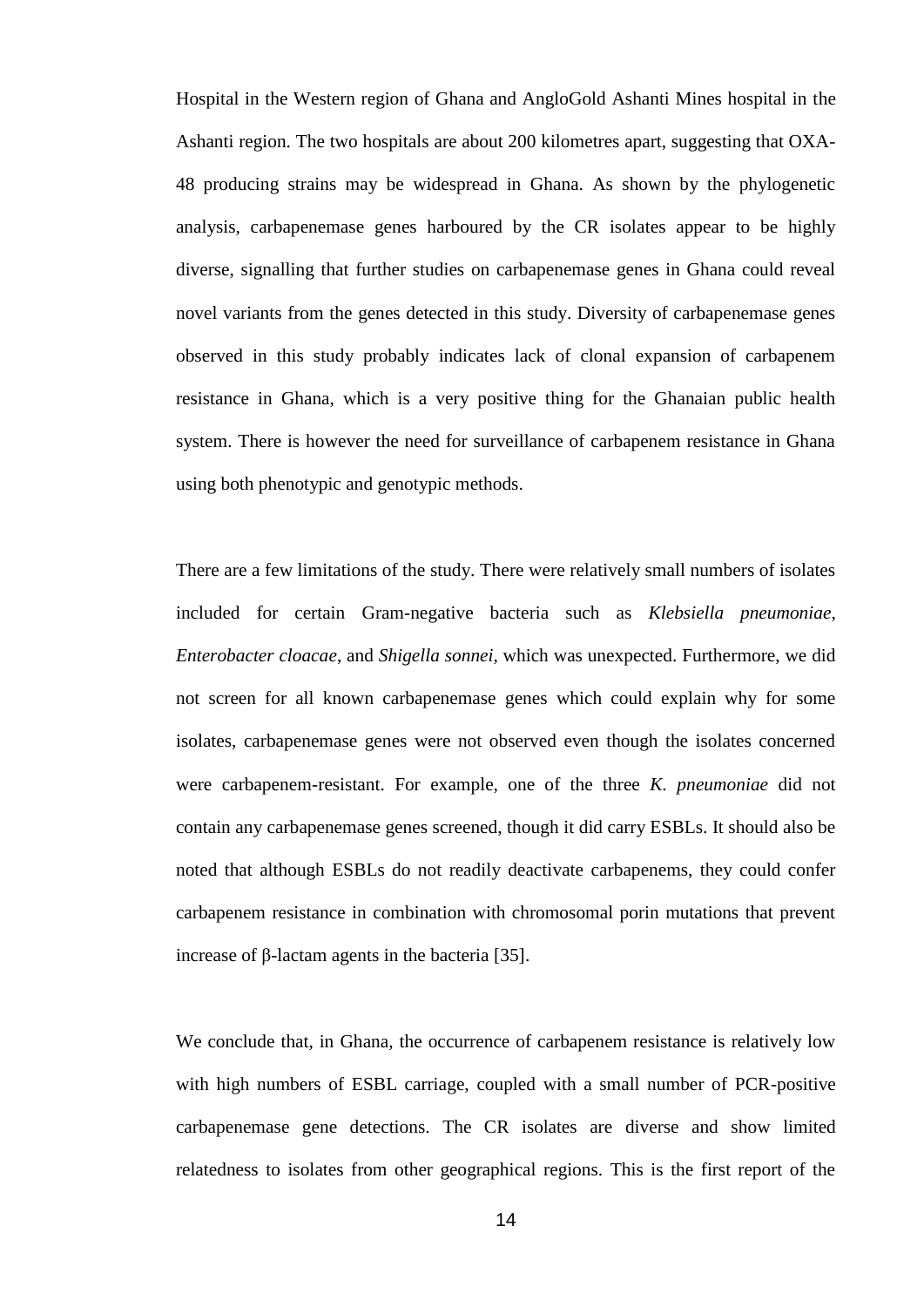Hospital in the Western region of Ghana and AngloGold Ashanti Mines hospital in the Ashanti region. The two hospitals are about 200 kilometres apart, suggesting that OXA-48 producing strains may be widespread in Ghana. As shown by the phylogenetic analysis, carbapenemase genes harboured by the CR isolates appear to be highly diverse, signalling that further studies on carbapenemase genes in Ghana could reveal novel variants from the genes detected in this study. Diversity of carbapenemase genes observed in this study probably indicates lack of clonal expansion of carbapenem resistance in Ghana, which is a very positive thing for the Ghanaian public health system. There is however the need for surveillance of carbapenem resistance in Ghana using both phenotypic and genotypic methods.

There are a few limitations of the study. There were relatively small numbers of isolates included for certain Gram-negative bacteria such as *Klebsiella pneumoniae*, *Enterobacter cloacae*, and *Shigella sonnei*, which was unexpected. Furthermore, we did not screen for all known carbapenemase genes which could explain why for some isolates, carbapenemase genes were not observed even though the isolates concerned were carbapenem-resistant. For example, one of the three *K. pneumoniae* did not contain any carbapenemase genes screened, though it did carry ESBLs. It should also be noted that although ESBLs do not readily deactivate carbapenems, they could confer carbapenem resistance in combination with chromosomal porin mutations that prevent increase of β-lactam agents in the bacteria [35].

We conclude that, in Ghana, the occurrence of carbapenem resistance is relatively low with high numbers of ESBL carriage, coupled with a small number of PCR-positive carbapenemase gene detections. The CR isolates are diverse and show limited relatedness to isolates from other geographical regions. This is the first report of the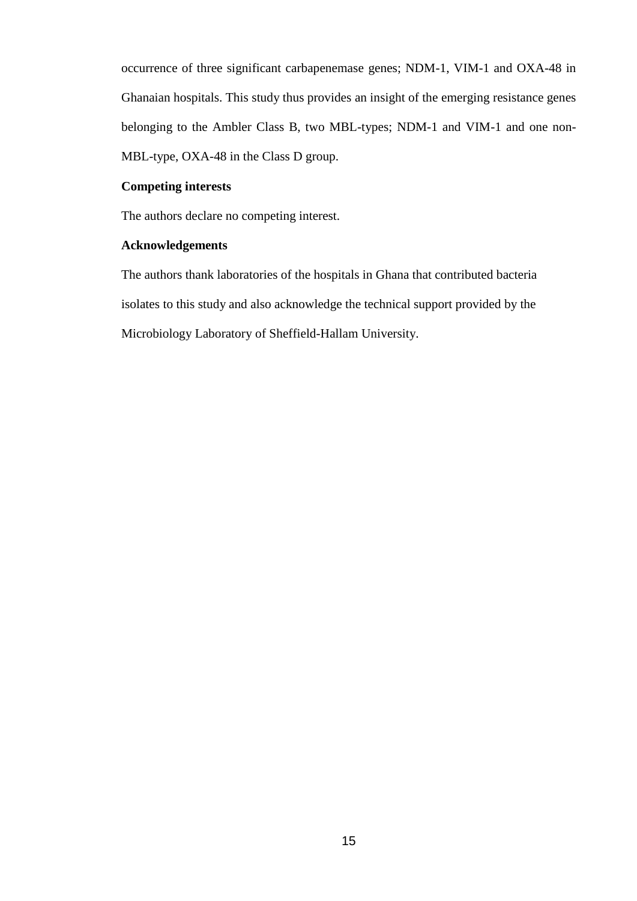occurrence of three significant carbapenemase genes; NDM-1, VIM-1 and OXA-48 in Ghanaian hospitals. This study thus provides an insight of the emerging resistance genes belonging to the Ambler Class B, two MBL-types; NDM-1 and VIM-1 and one non-MBL-type, OXA-48 in the Class D group.

**Competing interests**

The authors declare no competing interest.

**Acknowledgements**

The authors thank laboratories of the hospitals in Ghana that contributed bacteria isolates to this study and also acknowledge the technical support provided by the Microbiology Laboratory of Sheffield-Hallam University.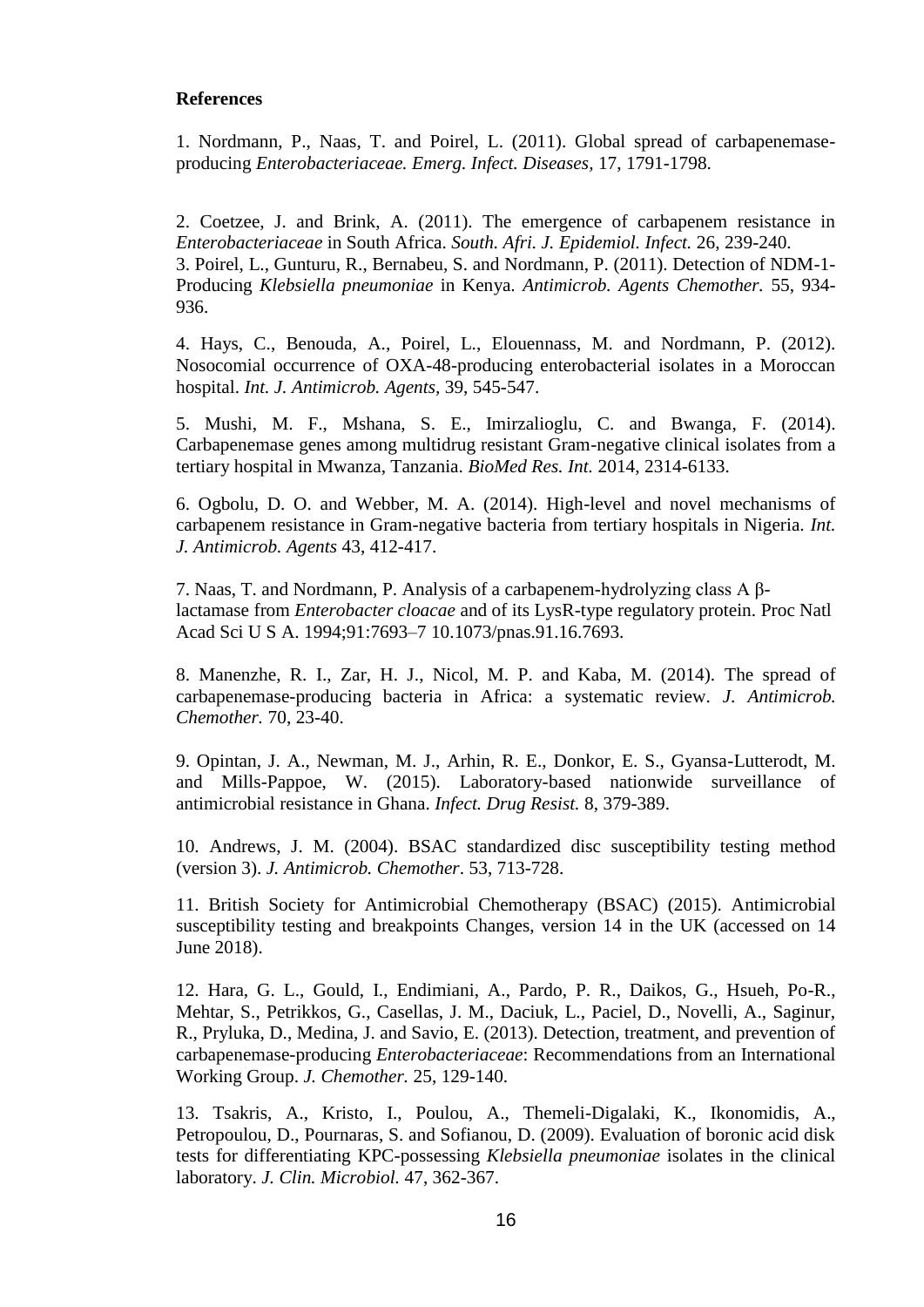**References**

1. Nordmann, P., Naas, T. and Poirel, L. (2011). Global spread of carbapenemase-producing *Enterobacteriaceae. Emerg. Infect. Diseases*, 17, 1791-1798.

2. Coetzee, J. and Brink, A. (2011). The emergence of carbapenem resistance in *Enterobacteriaceae* in South Africa. *South. Afri. J. Epidemiol. Infect.* 26, 239-240.

3. Poirel, L., Gunturu, R., Bernabeu, S. and Nordmann, P. (2011). Detection of NDM-1-Producing *Klebsiella pneumoniae* in Kenya. *Antimicrob. Agents Chemother.* 55, 934-936.

4. Hays, C., Benouda, A., Poirel, L., Elouennass, M. and Nordmann, P. (2012). Nosocomial occurrence of OXA-48-producing enterobacterial isolates in a Moroccan hospital. *Int. J. Antimicrob. Agents*, 39, 545-547.

5. Mushi, M. F., Mshana, S. E., Imirzalioglu, C. and Bwanga, F. (2014). Carbapenemase genes among multidrug resistant Gram-negative clinical isolates from a tertiary hospital in Mwanza, Tanzania. *BioMed Res. Int.* 2014, 2314-6133.

6. Ogbolu, D. O. and Webber, M. A. (2014). High-level and novel mechanisms of carbapenem resistance in Gram-negative bacteria from tertiary hospitals in Nigeria. *Int. J. Antimicrob. Agents* 43, 412-417.

7. Naas, T. and Nordmann, P. Analysis of a carbapenem-hydrolyzing class A β-lactamase from *Enterobacter cloacae* and of its LysR-type regulatory protein. Proc Natl Acad Sci U S A. 1994;91:7693–7 10.1073/pnas.91.16.7693.

8. Manenzhe, R. I., Zar, H. J., Nicol, M. P. and Kaba, M. (2014). The spread of carbapenemase-producing bacteria in Africa: a systematic review. *J. Antimicrob. Chemother.* 70, 23-40.

9. Opintan, J. A., Newman, M. J., Arhin, R. E., Donkor, E. S., Gyansa-Lutterodt, M. and Mills-Pappoe, W. (2015). Laboratory-based nationwide surveillance of antimicrobial resistance in Ghana. *Infect. Drug Resist.* 8, 379-389.

10. Andrews, J. M. (2004). BSAC standardized disc susceptibility testing method (version 3). *J. Antimicrob. Chemother*. 53, 713-728.

11. British Society for Antimicrobial Chemotherapy (BSAC) (2015). Antimicrobial susceptibility testing and breakpoints Changes, version 14 in the UK (accessed on 14 June 2018).

12. Hara, G. L., Gould, I., Endimiani, A., Pardo, P. R., Daikos, G., Hsueh, Po-R., Mehtar, S., Petrikkos, G., Casellas, J. M., Daciuk, L., Paciel, D., Novelli, A., Saginur, R., Pryluka, D., Medina, J. and Savio, E. (2013). Detection, treatment, and prevention of carbapenemase-producing *Enterobacteriaceae*: Recommendations from an International Working Group. *J. Chemother.* 25, 129-140.

13. Tsakris, A., Kristo, I., Poulou, A., Themeli-Digalaki, K., Ikonomidis, A., Petropoulou, D., Pournaras, S. and Sofianou, D. (2009). Evaluation of boronic acid disk tests for differentiating KPC-possessing *Klebsiella pneumoniae* isolates in the clinical laboratory. *J. Clin. Microbiol.* 47, 362-367.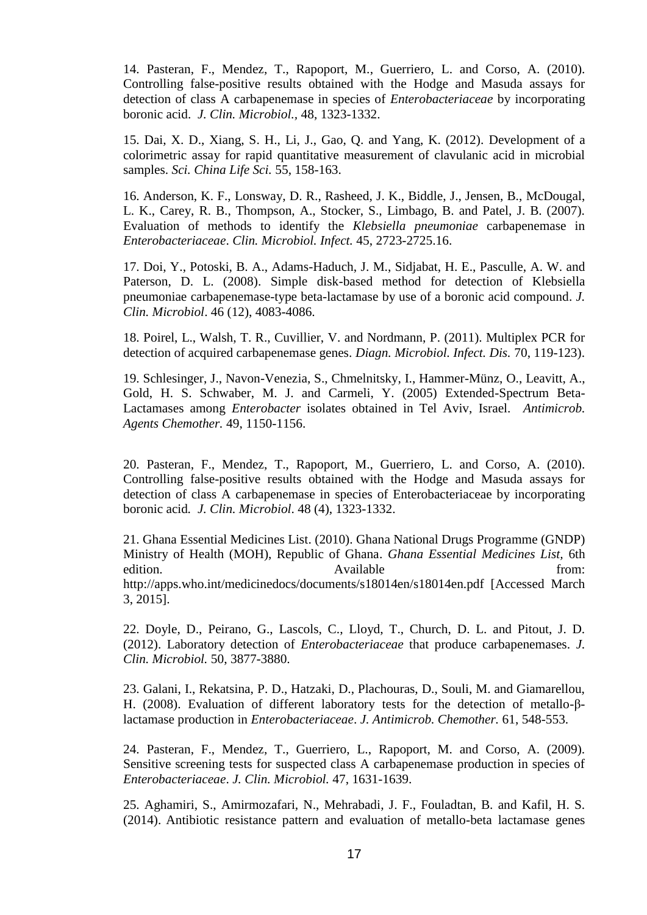14. Pasteran, F., Mendez, T., Rapoport, M., Guerriero, L. and Corso, A. (2010). Controlling false-positive results obtained with the Hodge and Masuda assays for detection of class A carbapenemase in species of *Enterobacteriaceae* by incorporating boronic acid. *J. Clin. Microbiol.,* 48, 1323-1332.

15. Dai, X. D., Xiang, S. H., Li, J., Gao, Q. and Yang, K. (2012). Development of a colorimetric assay for rapid quantitative measurement of clavulanic acid in microbial samples. *Sci. China Life Sci.* 55, 158-163.

16. Anderson, K. F., Lonsway, D. R., Rasheed, J. K., Biddle, J., Jensen, B., McDougal, L. K., Carey, R. B., Thompson, A., Stocker, S., Limbago, B. and Patel, J. B. (2007). Evaluation of methods to identify the *Klebsiella pneumoniae* carbapenemase in *Enterobacteriaceae*. *Clin. Microbiol. Infect.* 45, 2723-2725.16.

17. Doi, Y., Potoski, B. A., Adams-Haduch, J. M., Sidjabat, H. E., Pasculle, A. W. and Paterson, D. L. (2008). Simple disk-based method for detection of Klebsiella pneumoniae carbapenemase-type beta-lactamase by use of a boronic acid compound. *J. Clin. Microbiol*. 46 (12), 4083-4086.

18. Poirel, L., Walsh, T. R., Cuvillier, V. and Nordmann, P. (2011). Multiplex PCR for detection of acquired carbapenemase genes. *Diagn. Microbiol. Infect. Dis.* 70, 119-123).

19. Schlesinger, J., Navon-Venezia, S., Chmelnitsky, I., Hammer-Münz, O., Leavitt, A., Gold, H. S. Schwaber, M. J. and Carmeli, Y. (2005) Extended-Spectrum Beta-Lactamases among *Enterobacter* isolates obtained in Tel Aviv, Israel. *Antimicrob. Agents Chemother.* 49, 1150-1156.

20. Pasteran, F., Mendez, T., Rapoport, M., Guerriero, L. and Corso, A. (2010). Controlling false-positive results obtained with the Hodge and Masuda assays for detection of class A carbapenemase in species of Enterobacteriaceae by incorporating boronic acid. *J. Clin. Microbiol*. 48 (4), 1323-1332.

21. Ghana Essential Medicines List. (2010). Ghana National Drugs Programme (GNDP) Ministry of Health (MOH), Republic of Ghana. *Ghana Essential Medicines List,* 6th edition. Available from: http://apps.who.int/medicinedocs/documents/s18014en/s18014en.pdf [Accessed March 3, 2015].

22. Doyle, D., Peirano, G., Lascols, C., Lloyd, T., Church, D. L. and Pitout, J. D. (2012). Laboratory detection of *Enterobacteriaceae* that produce carbapenemases. *J. Clin. Microbiol.* 50, 3877-3880.

23. Galani, I., Rekatsina, P. D., Hatzaki, D., Plachouras, D., Souli, M. and Giamarellou, H. (2008). Evaluation of different laboratory tests for the detection of metallo-β-lactamase production in *Enterobacteriaceae*. *J. Antimicrob. Chemother.* 61, 548-553.

24. Pasteran, F., Mendez, T., Guerriero, L., Rapoport, M. and Corso, A. (2009). Sensitive screening tests for suspected class A carbapenemase production in species of *Enterobacteriaceae*. *J. Clin. Microbiol.* 47, 1631-1639.

25. Aghamiri, S., Amirmozafari, N., Mehrabadi, J. F., Fouladtan, B. and Kafil, H. S. (2014). Antibiotic resistance pattern and evaluation of metallo-beta lactamase genes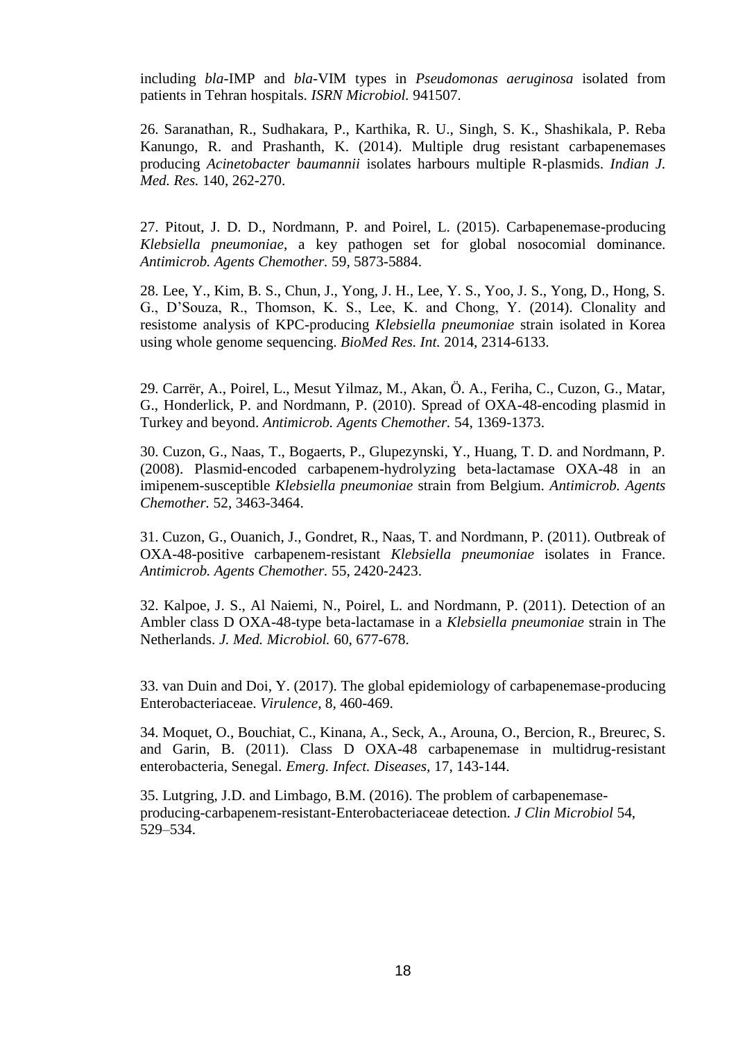including *bla*-IMP and *bla*-VIM types in *Pseudomonas aeruginosa* isolated from patients in Tehran hospitals. *ISRN Microbiol.* 941507.

26. Saranathan, R., Sudhakara, P., Karthika, R. U., Singh, S. K., Shashikala, P. Reba Kanungo, R. and Prashanth, K. (2014). Multiple drug resistant carbapenemases producing *Acinetobacter baumannii* isolates harbours multiple R-plasmids. *Indian J. Med. Res.* 140, 262-270.

27. Pitout, J. D. D., Nordmann, P. and Poirel, L. (2015). Carbapenemase-producing *Klebsiella pneumoniae*, a key pathogen set for global nosocomial dominance. *Antimicrob. Agents Chemother.* 59, 5873-5884.

28. Lee, Y., Kim, B. S., Chun, J., Yong, J. H., Lee, Y. S., Yoo, J. S., Yong, D., Hong, S. G., D'Souza, R., Thomson, K. S., Lee, K. and Chong, Y. (2014). Clonality and resistome analysis of KPC-producing *Klebsiella pneumoniae* strain isolated in Korea using whole genome sequencing. *BioMed Res. Int.* 2014, 2314-6133.

29. Carrër, A., Poirel, L., Mesut Yilmaz, M., Akan, Ö. A., Feriha, C., Cuzon, G., Matar, G., Honderlick, P. and Nordmann, P. (2010). Spread of OXA-48-encoding plasmid in Turkey and beyond. *Antimicrob. Agents Chemother.* 54, 1369-1373.

30. Cuzon, G., Naas, T., Bogaerts, P., Glupezynski, Y., Huang, T. D. and Nordmann, P. (2008). Plasmid-encoded carbapenem-hydrolyzing beta-lactamase OXA-48 in an imipenem-susceptible *Klebsiella pneumoniae* strain from Belgium. *Antimicrob. Agents Chemother.* 52, 3463-3464.

31. Cuzon, G., Ouanich, J., Gondret, R., Naas, T. and Nordmann, P. (2011). Outbreak of OXA-48-positive carbapenem-resistant *Klebsiella pneumoniae* isolates in France. *Antimicrob. Agents Chemother.* 55, 2420-2423.

32. Kalpoe, J. S., Al Naiemi, N., Poirel, L. and Nordmann, P. (2011). Detection of an Ambler class D OXA-48-type beta-lactamase in a *Klebsiella pneumoniae* strain in The Netherlands. *J. Med. Microbiol.* 60, 677-678.

33. van Duin and Doi, Y. (2017). The global epidemiology of carbapenemase-producing Enterobacteriaceae. *Virulence*, 8, 460-469.

34. Moquet, O., Bouchiat, C., Kinana, A., Seck, A., Arouna, O., Bercion, R., Breurec, S. and Garin, B. (2011). Class D OXA-48 carbapenemase in multidrug-resistant enterobacteria, Senegal. *Emerg. Infect. Diseases*, 17, 143-144.

35. Lutgring, J.D. and Limbago, B.M. (2016). The problem of carbapenemase-producing-carbapenem-resistant-Enterobacteriaceae detection. *J Clin Microbiol* 54, 529–534.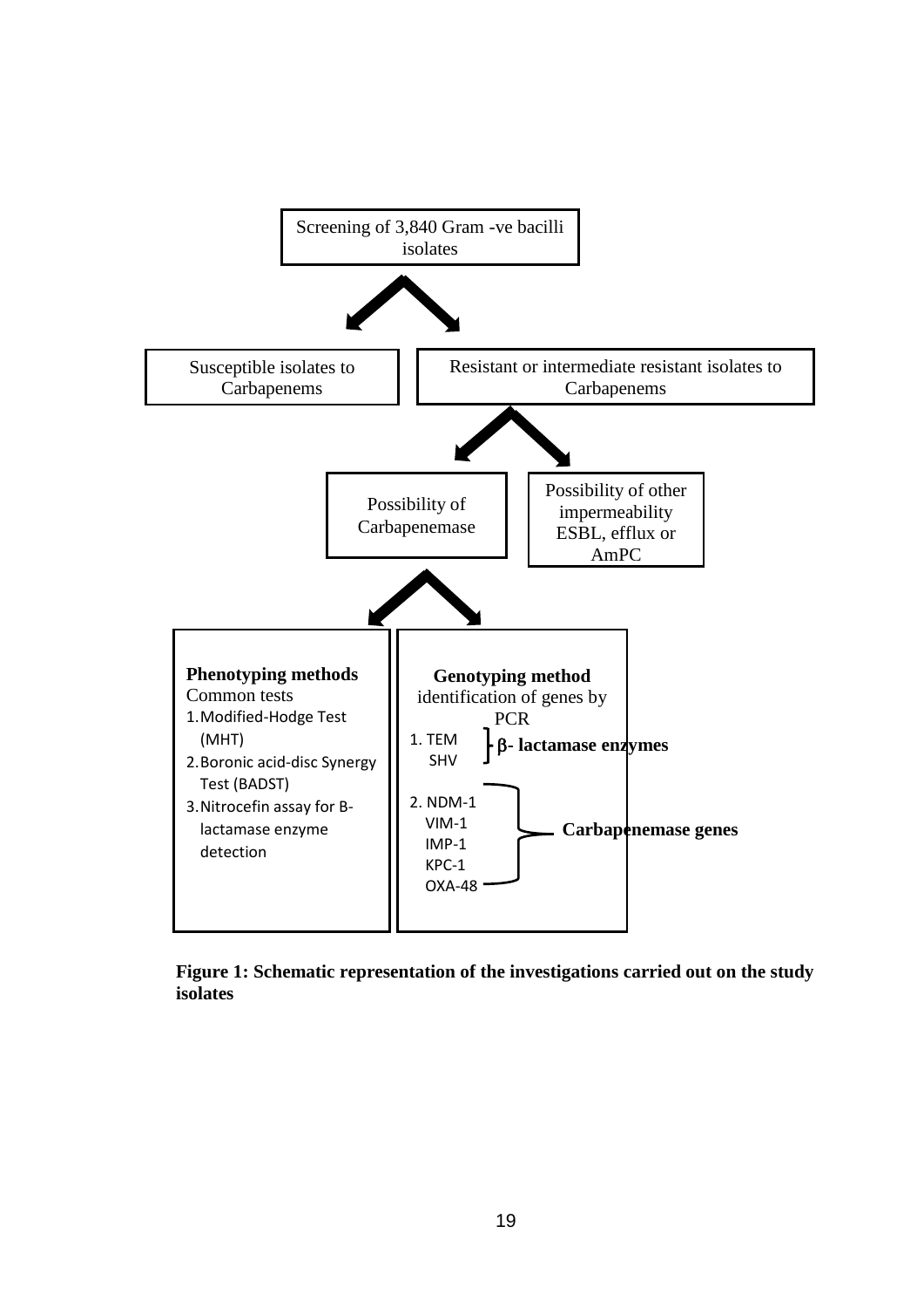Screening of 3,840 Gram -ve bacilli isolates

Susceptible isolates to Carbapenems

Resistant or intermediate resistant isolates to Carbapenems

Possibility of Carbapenemase

Possibility of other impermeability ESBL, efflux or AmPC

**Phenotyping methods**

Common tests

1. Modified-Hodge Test (MHT)
2. Boronic acid-disc Synergy Test (BADST)
3. Nitrocefin assay for B-lactamase enzyme detection

**Genotyping method**

identification of genes by PCR

1. TEM, SHV — **β- lactamase enzymes**
2. NDM-1, VIM-1, IMP-1, KPC-1, OXA-48 — **Carbapenemase genes**

**Figure 1: Schematic representation of the investigations carried out on the study isolates**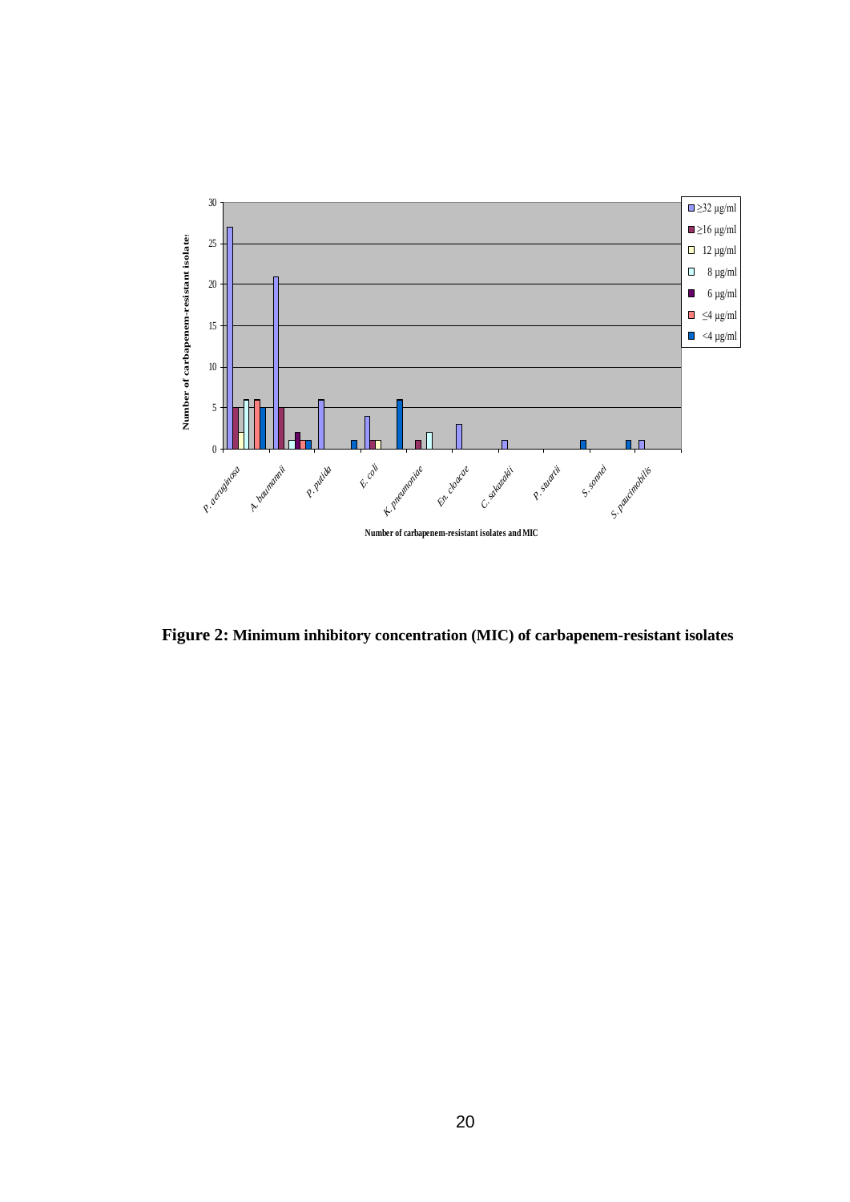**Figure 2: Minimum inhibitory concentration (MIC) of carbapenem-resistant isolates**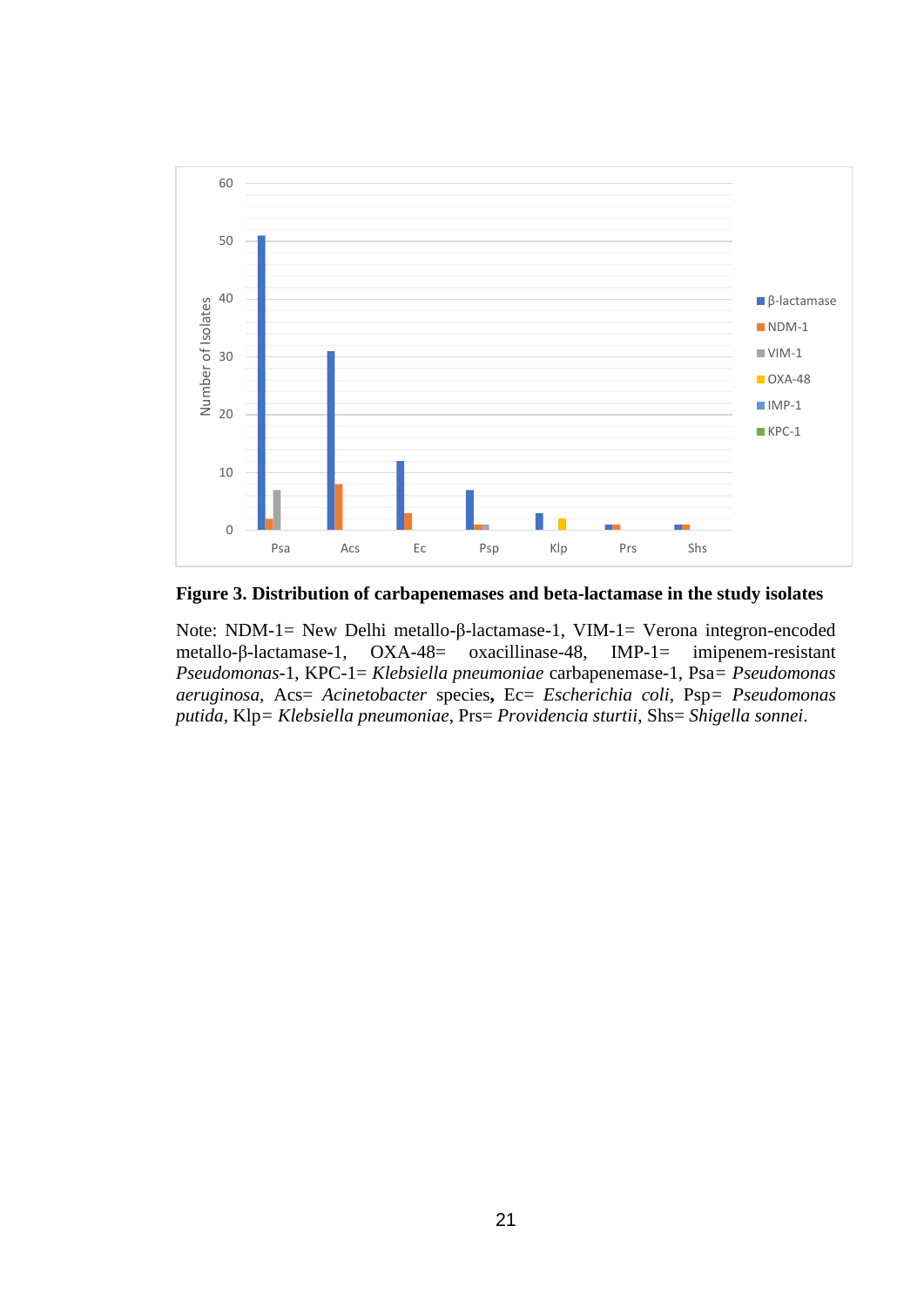**Figure 3. Distribution of carbapenemases and beta-lactamase in the study isolates**

Note: NDM-1= New Delhi metallo-β-lactamase-1, VIM-1= Verona integron-encoded metallo-β-lactamase-1, OXA-48= oxacillinase-48, IMP-1= imipenem-resistant *Pseudomonas*-1, KPC-1= *Klebsiella pneumoniae* carbapenemase-1, Psa= *Pseudomonas aeruginosa*, Acs= *Acinetobacter* species**,** Ec= *Escherichia coli*, Psp= *Pseudomonas putida*, Klp= *Klebsiella pneumoniae*, Prs= *Providencia sturtii*, Shs= *Shigella sonnei*.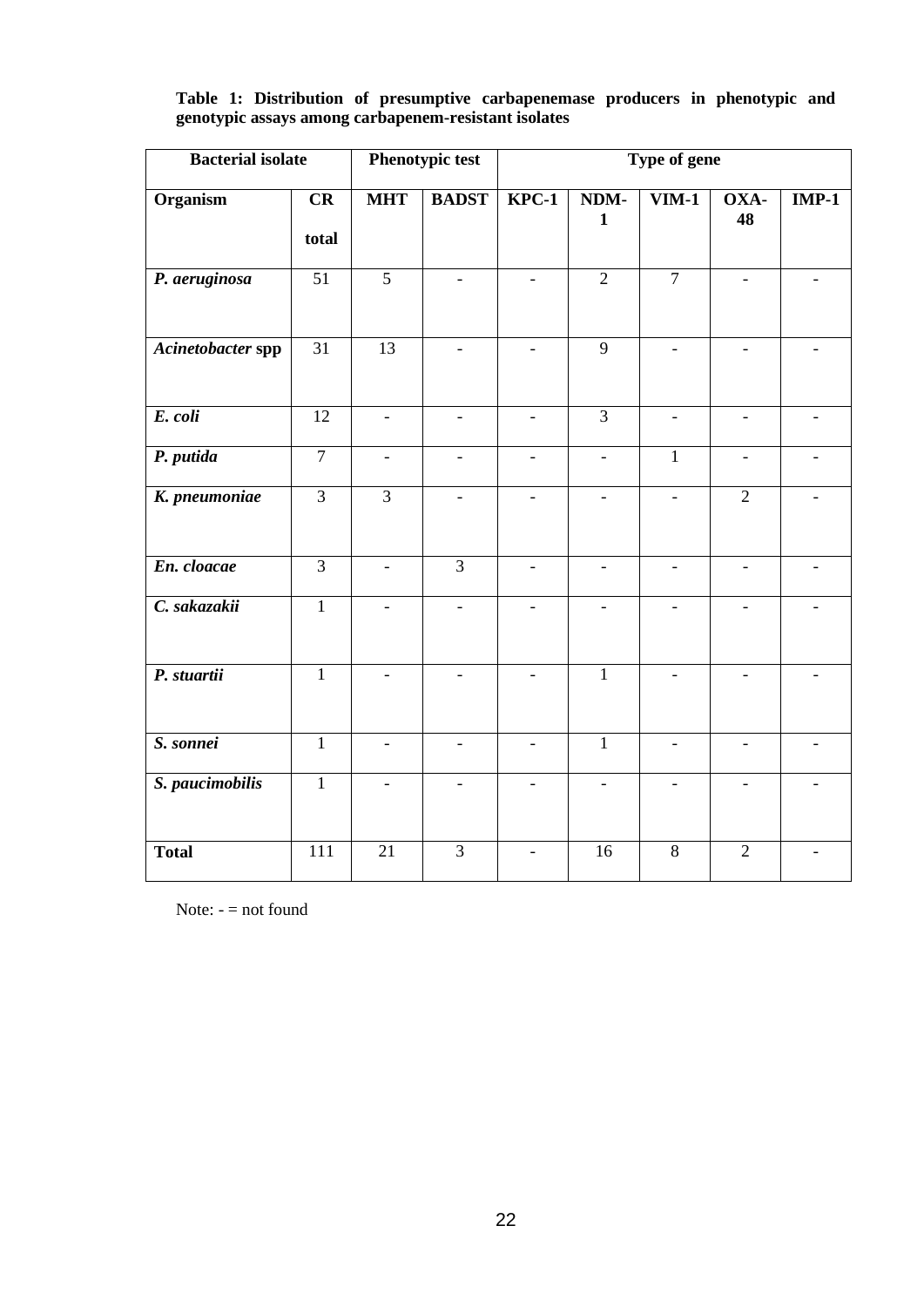**Table 1: Distribution of presumptive carbapenemase producers in phenotypic and genotypic assays among carbapenem-resistant isolates**

| Bacterial isolate | | Phenotypic test | | Type of gene | | | | |
|---|---|---|---|---|---|---|---|---|
| **Organism** | **CR total** | **MHT** | **BADST** | **KPC-1** | **NDM-1** | **VIM-1** | **OXA-48** | **IMP-1** |
| ***P. aeruginosa*** | 51 | 5 | - | - | 2 | 7 | - | - |
| ***Acinetobacter* spp** | 31 | 13 | - | - | 9 | - | - | - |
| ***E. coli*** | 12 | - | - | - | 3 | - | - | - |
| ***P. putida*** | 7 | - | - | - | - | 1 | - | - |
| ***K. pneumoniae*** | 3 | 3 | - | - | - | - | 2 | - |
| ***En. cloacae*** | 3 | - | 3 | - | - | - | - | - |
| ***C. sakazakii*** | 1 | - | - | - | - | - | - | - |
| ***P. stuartii*** | 1 | - | - | - | 1 | - | - | - |
| ***S. sonnei*** | 1 | - | - | - | 1 | - | - | - |
| ***S. paucimobilis*** | 1 | - | - | - | - | - | - | - |
| **Total** | 111 | 21 | 3 | - | 16 | 8 | 2 | - |

Note: - = not found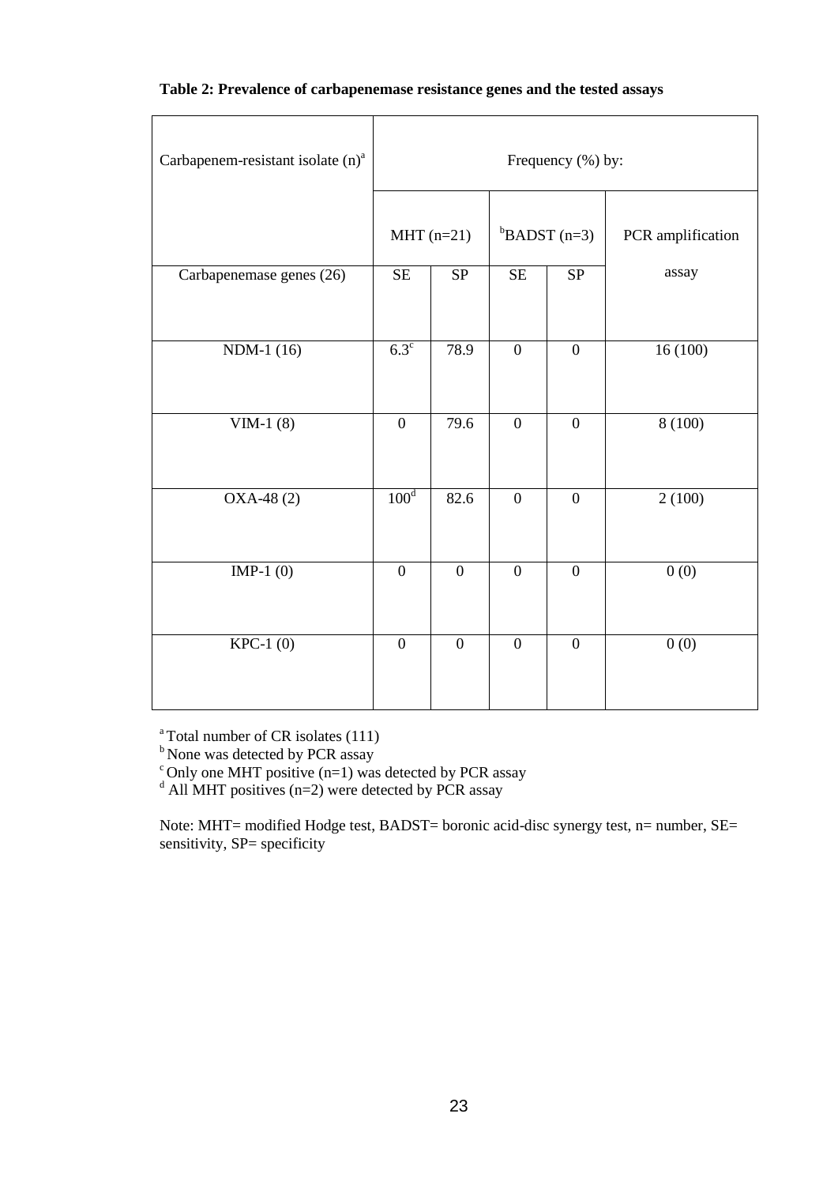**Table 2: Prevalence of carbapenemase resistance genes and the tested assays**

| Carbapenem-resistant isolate (n)[a] | Frequency (%) by: | | | | |
|---|---|---|---|---|---|
| | MHT (n=21) | | [b]BADST (n=3) | | PCR amplification assay |
| Carbapenemase genes (26) | SE | SP | SE | SP | |
| NDM-1 (16) | 6.3[c] | 78.9 | 0 | 0 | 16 (100) |
| VIM-1 (8) | 0 | 79.6 | 0 | 0 | 8 (100) |
| OXA-48 (2) | 100[d] | 82.6 | 0 | 0 | 2 (100) |
| IMP-1 (0) | 0 | 0 | 0 | 0 | 0 (0) |
| KPC-1 (0) | 0 | 0 | 0 | 0 | 0 (0) |

[a] Total number of CR isolates (111)
[b] None was detected by PCR assay
[c] Only one MHT positive (n=1) was detected by PCR assay
[d] All MHT positives (n=2) were detected by PCR assay

Note: MHT= modified Hodge test, BADST= boronic acid-disc synergy test, n= number, SE= sensitivity, SP= specificity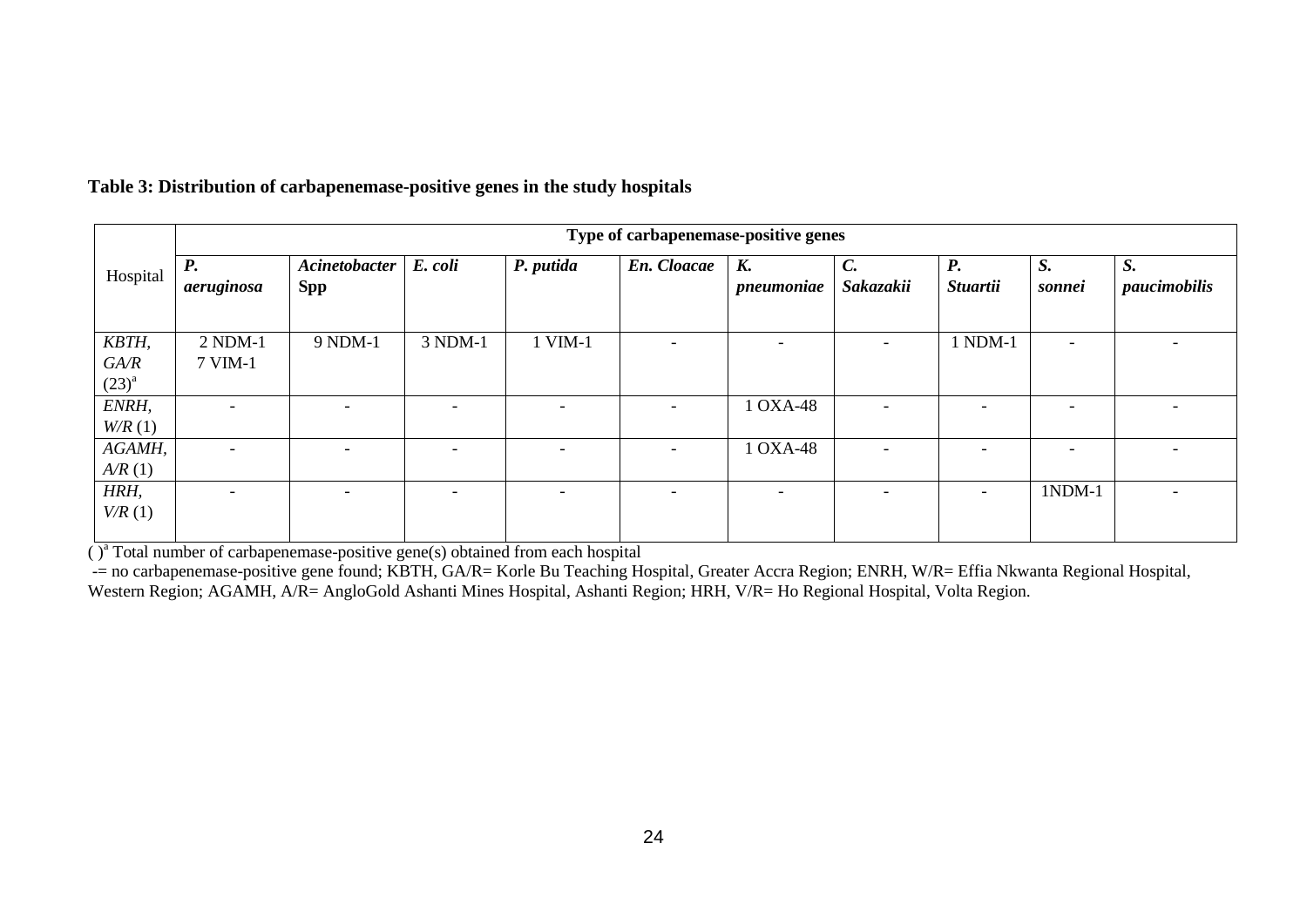**Table 3: Distribution of carbapenemase-positive genes in the study hospitals**

| Hospital | Type of carbapenemase-positive genes | | | | | | | | | |
|---|---|---|---|---|---|---|---|---|---|---|
| | ***P. aeruginosa*** | ***Acinetobacter* Spp** | ***E. coli*** | ***P. putida*** | ***En. Cloacae*** | ***K. pneumoniae*** | ***C. Sakazakii*** | ***P. Stuartii*** | ***S. sonnei*** | ***S. paucimobilis*** |
| *KBTH, GA/R* (23)[a] | 2 NDM-1 7 VIM-1 | 9 NDM-1 | 3 NDM-1 | 1 VIM-1 | - | - | - | 1 NDM-1 | - | - |
| *ENRH, W/R* (1) | - | - | - | - | - | 1 OXA-48 | - | - | - | - |
| *AGAMH, A/R* (1) | - | - | - | - | - | 1 OXA-48 | - | - | - | - |
| *HRH, V/R* (1) | - | - | - | - | - | - | - | - | 1NDM-1 | - |

( )[a] Total number of carbapenemase-positive gene(s) obtained from each hospital

-= no carbapenemase-positive gene found; KBTH, GA/R= Korle Bu Teaching Hospital, Greater Accra Region; ENRH, W/R= Effia Nkwanta Regional Hospital, Western Region; AGAMH, A/R= AngloGold Ashanti Mines Hospital, Ashanti Region; HRH, V/R= Ho Regional Hospital, Volta Region.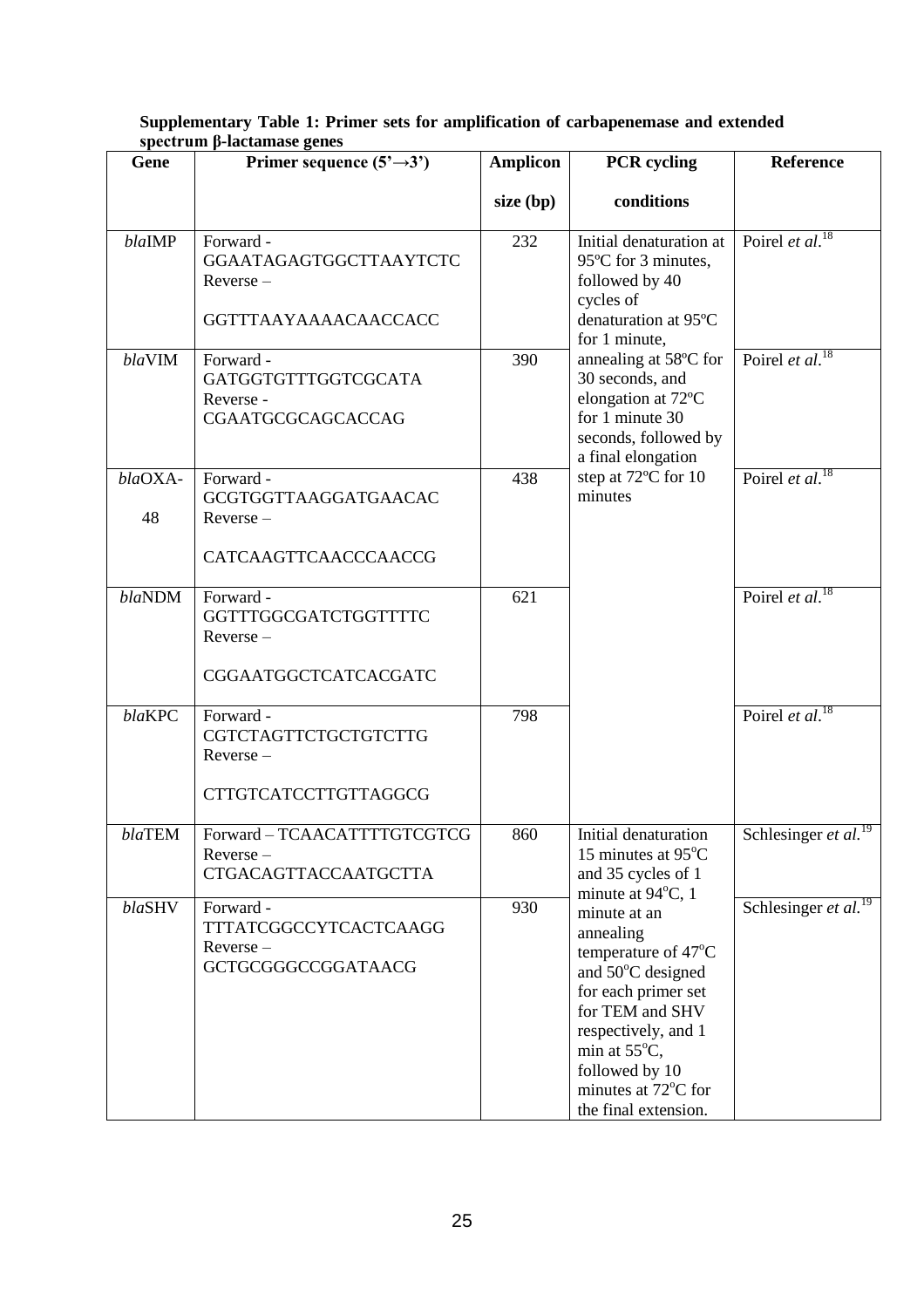**Supplementary Table 1: Primer sets for amplification of carbapenemase and extended spectrum β-lactamase genes**

| Gene | Primer sequence (5'→3') | Amplicon size (bp) | PCR cycling conditions | Reference |
|---|---|---|---|---|
| *bla*IMP | Forward - GGAATAGAGTGGCTTAAYTCTC Reverse – GGTTTAAYAAAACAACCACC | 232 | Initial denaturation at 95ºC for 3 minutes, followed by 40 cycles of denaturation at 95ºC for 1 minute, annealing at 58ºC for 30 seconds, and elongation at 72ºC for 1 minute 30 seconds, followed by a final elongation step at 72ºC for 10 minutes | Poirel *et al.*[18] |
| *bla*VIM | Forward - GATGGTGTTTGGTCGCATA Reverse - CGAATGCGCAGCACCAG | 390 | | Poirel *et al.*[18] |
| *bla*OXA-48 | Forward - GCGTGGTTAAGGATGAACAC Reverse – CATCAAGTTCAACCCAACCG | 438 | | Poirel *et al.*[18] |
| *bla*NDM | Forward - GGTTTGGCGATCTGGTTTTC Reverse – CGGAATGGCTCATCACGATC | 621 | | Poirel *et al.*[18] |
| *bla*KPC | Forward - CGTCTAGTTCTGCTGTCTTG Reverse – CTTGTCATCCTTGTTAGGCG | 798 | | Poirel *et al.*[18] |
| *bla*TEM | Forward – TCAACATTTTGTCGTCG Reverse – CTGACAGTTACCAATGCTTA | 860 | Initial denaturation 15 minutes at 95°C and 35 cycles of 1 minute at 94°C, 1 minute at an annealing temperature of 47°C and 50°C designed for each primer set for TEM and SHV respectively, and 1 min at 55°C, followed by 10 minutes at 72°C for the final extension. | Schlesinger *et al.*[19] |
| *bla*SHV | Forward - TTTATCGGCCYTCACTCAAGG Reverse – GCTGCGGGCCGGATAACG | 930 | | Schlesinger *et al.*[19] |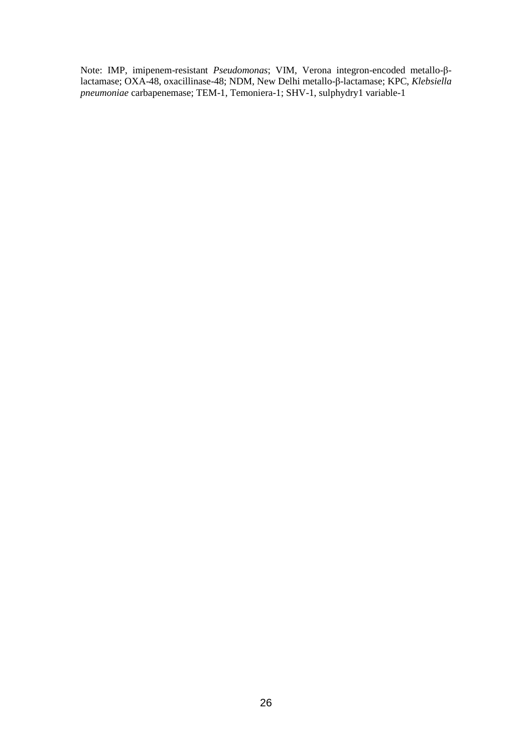Note: IMP, imipenem-resistant *Pseudomonas*; VIM, Verona integron-encoded metallo-β-lactamase; OXA-48, oxacillinase-48; NDM, New Delhi metallo-β-lactamase; KPC, *Klebsiella pneumoniae* carbapenemase; TEM-1, Temoniera-1; SHV-1, sulphydry1 variable-1